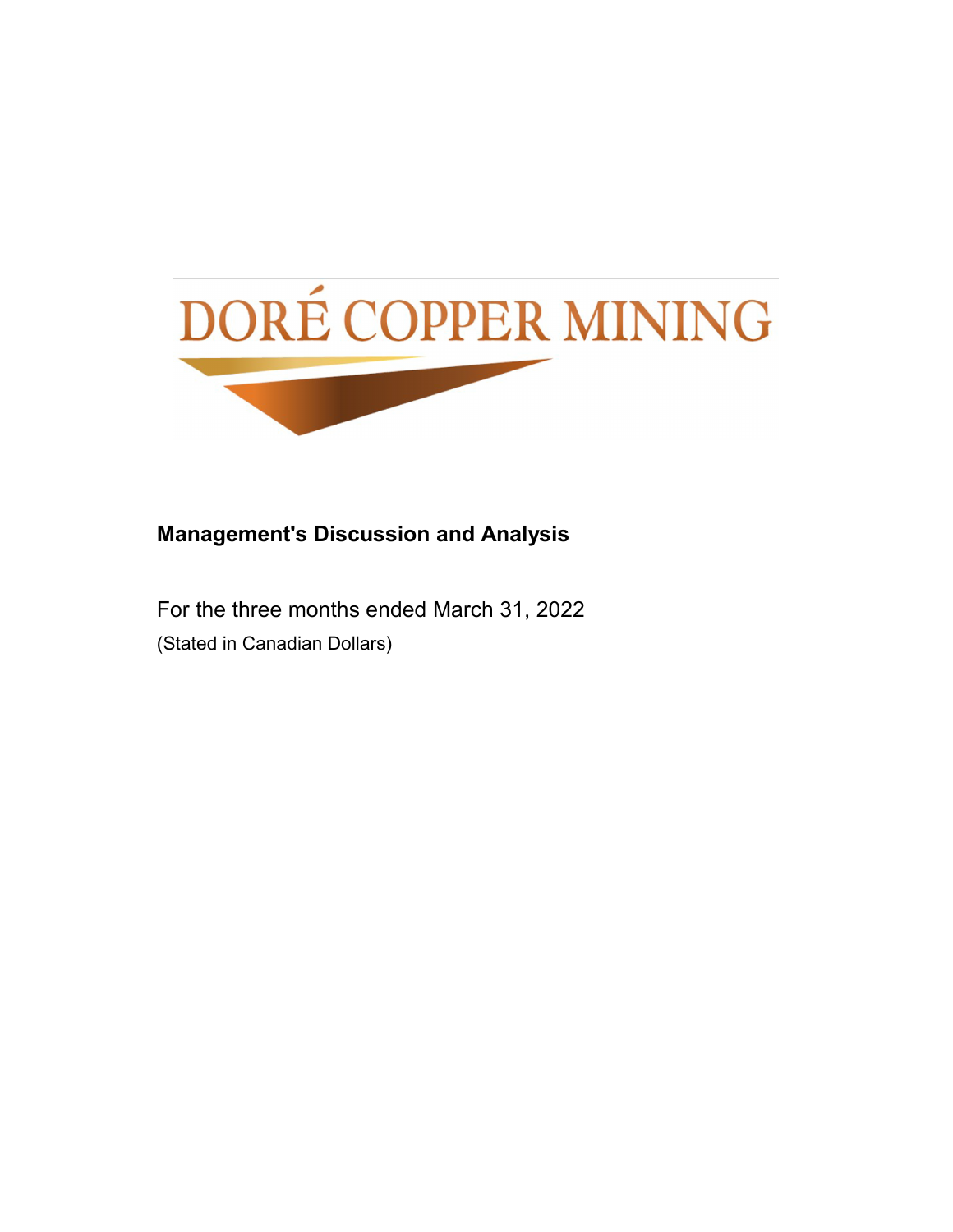DORÉ COPPER MINING

**Management's Discussion and Analysis**

For the three months ended March 31, 2022

(Stated in Canadian Dollars)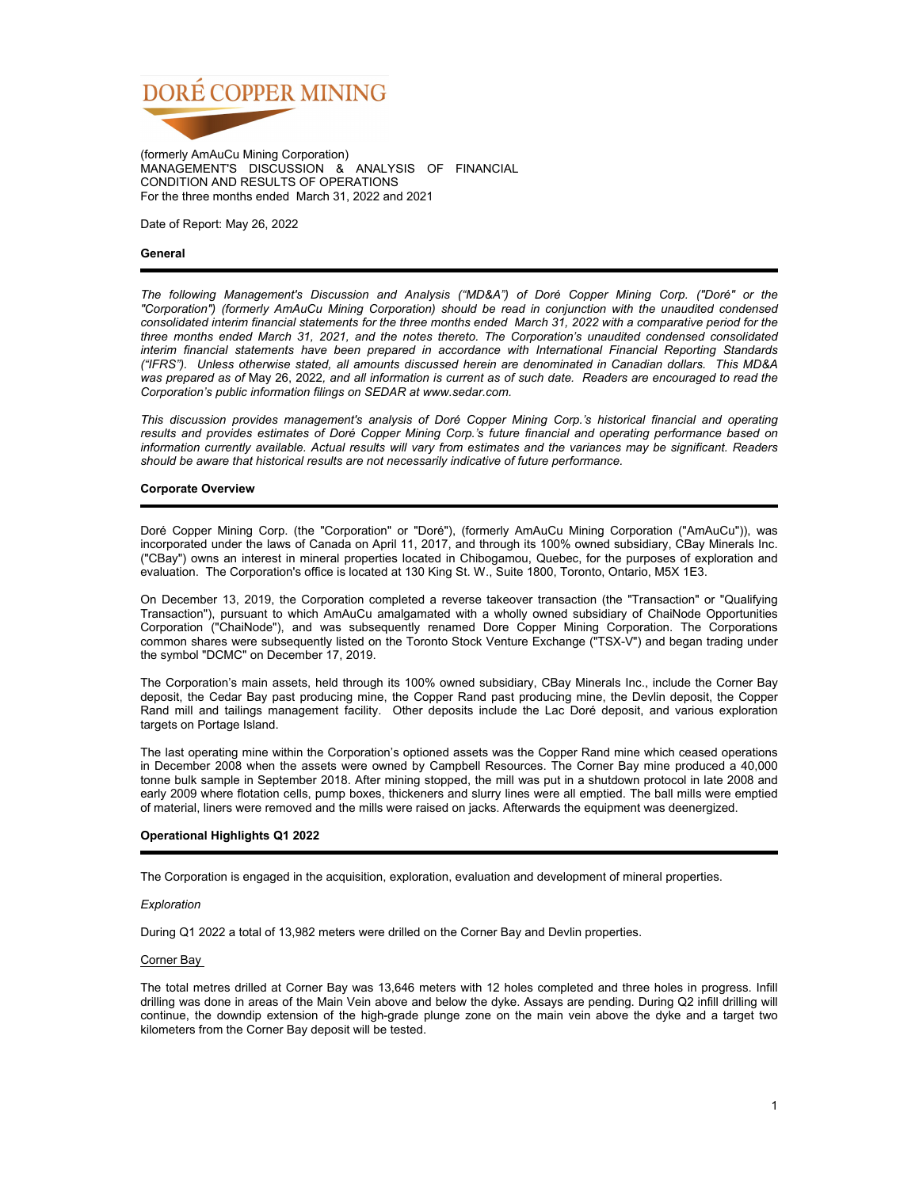# DORÉ COPPER MINING

(formerly AmAuCu Mining Corporation)
MANAGEMENT'S DISCUSSION & ANALYSIS OF FINANCIAL CONDITION AND RESULTS OF OPERATIONS
For the three months ended March 31, 2022 and 2021

Date of Report: May 26, 2022

## General

*The following Management's Discussion and Analysis ("MD&A") of Doré Copper Mining Corp. ("Doré" or the "Corporation") (formerly AmAuCu Mining Corporation) should be read in conjunction with the unaudited condensed consolidated interim financial statements for the three months ended March 31, 2022 with a comparative period for the three months ended March 31, 2021, and the notes thereto. The Corporation's unaudited condensed consolidated interim financial statements have been prepared in accordance with International Financial Reporting Standards ("IFRS"). Unless otherwise stated, all amounts discussed herein are denominated in Canadian dollars. This MD&A was prepared as of* May 26, 2022, *and all information is current as of such date. Readers are encouraged to read the Corporation's public information filings on SEDAR at www.sedar.com.*

*This discussion provides management's analysis of Doré Copper Mining Corp.'s historical financial and operating results and provides estimates of Doré Copper Mining Corp.'s future financial and operating performance based on information currently available. Actual results will vary from estimates and the variances may be significant. Readers should be aware that historical results are not necessarily indicative of future performance.*

## Corporate Overview

Doré Copper Mining Corp. (the "Corporation" or "Doré"), (formerly AmAuCu Mining Corporation ("AmAuCu")), was incorporated under the laws of Canada on April 11, 2017, and through its 100% owned subsidiary, CBay Minerals Inc. ("CBay") owns an interest in mineral properties located in Chibogamou, Quebec, for the purposes of exploration and evaluation. The Corporation's office is located at 130 King St. W., Suite 1800, Toronto, Ontario, M5X 1E3.

On December 13, 2019, the Corporation completed a reverse takeover transaction (the "Transaction" or "Qualifying Transaction"), pursuant to which AmAuCu amalgamated with a wholly owned subsidiary of ChaiNode Opportunities Corporation ("ChaiNode"), and was subsequently renamed Dore Copper Mining Corporation. The Corporations common shares were subsequently listed on the Toronto Stock Venture Exchange ("TSX-V") and began trading under the symbol "DCMC" on December 17, 2019.

The Corporation's main assets, held through its 100% owned subsidiary, CBay Minerals Inc., include the Corner Bay deposit, the Cedar Bay past producing mine, the Copper Rand past producing mine, the Devlin deposit, the Copper Rand mill and tailings management facility. Other deposits include the Lac Doré deposit, and various exploration targets on Portage Island.

The last operating mine within the Corporation's optioned assets was the Copper Rand mine which ceased operations in December 2008 when the assets were owned by Campbell Resources. The Corner Bay mine produced a 40,000 tonne bulk sample in September 2018. After mining stopped, the mill was put in a shutdown protocol in late 2008 and early 2009 where flotation cells, pump boxes, thickeners and slurry lines were all emptied. The ball mills were emptied of material, liners were removed and the mills were raised on jacks. Afterwards the equipment was deenergized.

## Operational Highlights Q1 2022

The Corporation is engaged in the acquisition, exploration, evaluation and development of mineral properties.

*Exploration*

During Q1 2022 a total of 13,982 meters were drilled on the Corner Bay and Devlin properties.

Corner Bay

The total metres drilled at Corner Bay was 13,646 meters with 12 holes completed and three holes in progress. Infill drilling was done in areas of the Main Vein above and below the dyke. Assays are pending. During Q2 infill drilling will continue, the downdip extension of the high-grade plunge zone on the main vein above the dyke and a target two kilometers from the Corner Bay deposit will be tested.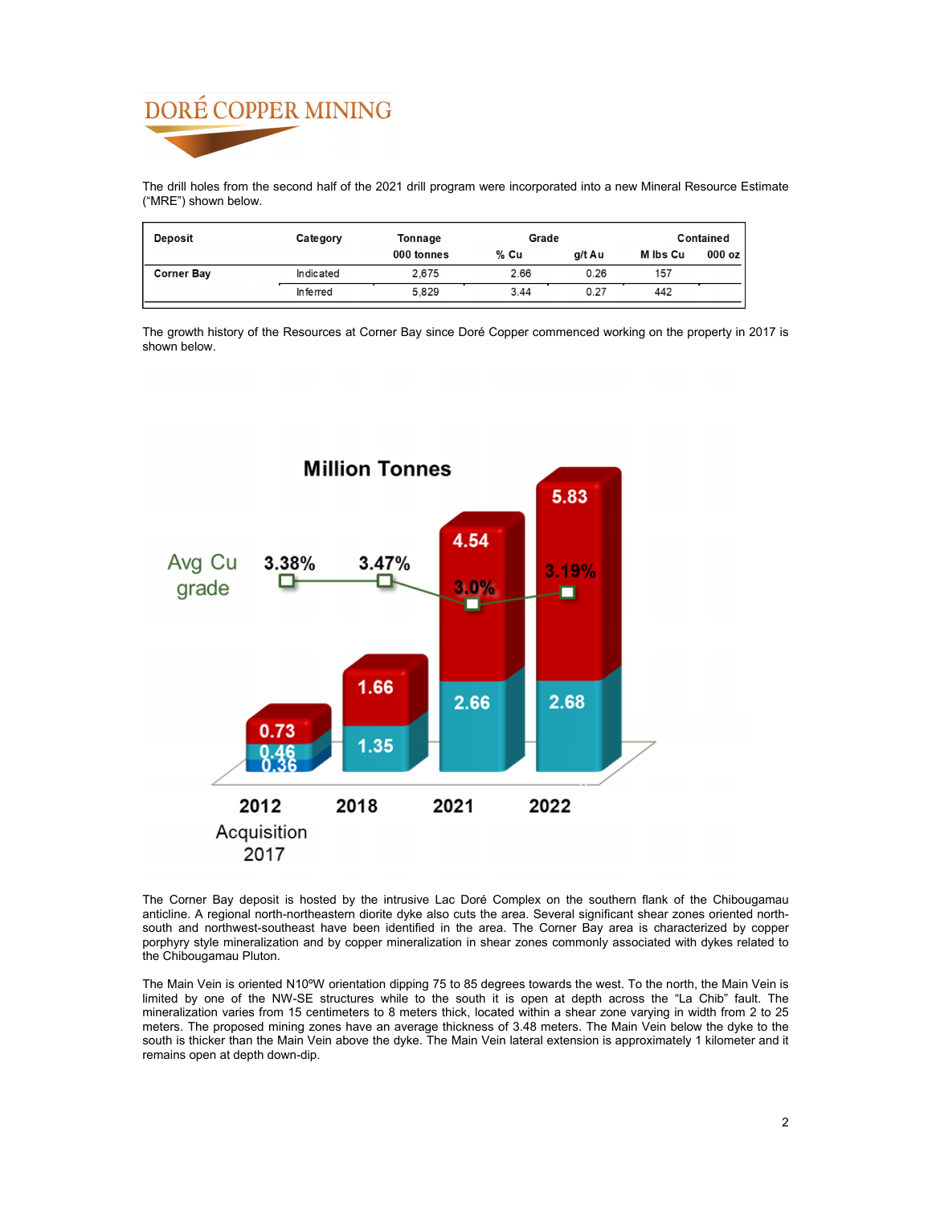The drill holes from the second half of the 2021 drill program were incorporated into a new Mineral Resource Estimate ("MRE") shown below.

| Deposit | Category | Tonnage | Grade | | Contained | |
|---|---|---|---|---|---|---|
| | | 000 tonnes | % Cu | g/t Au | M lbs Cu | 000 oz |
| Corner Bay | Indicated | 2,675 | 2.66 | 0.26 | 157 | |
| | Inferred | 5,829 | 3.44 | 0.27 | 442 | |

The growth history of the Resources at Corner Bay since Doré Copper commenced working on the property in 2017 is shown below.

Million Tonnes

| | 2012 | 2018 | 2021 | 2022 |
|---|---|---|---|---|
| Avg Cu grade | 3.38% | 3.47% | 3.0% | 3.19% |
| Total | 0.73 | 1.66 | 4.54 | 5.83 |
| Indicated | 0.46 | 1.35 | 2.66 | 2.68 |
| | 0.36 | | | |

Acquisition 2017

The Corner Bay deposit is hosted by the intrusive Lac Doré Complex on the southern flank of the Chibougamau anticline. A regional north-northeastern diorite dyke also cuts the area. Several significant shear zones oriented north-south and northwest-southeast have been identified in the area. The Corner Bay area is characterized by copper porphyry style mineralization and by copper mineralization in shear zones commonly associated with dykes related to the Chibougamau Pluton.

The Main Vein is oriented N10ºW orientation dipping 75 to 85 degrees towards the west. To the north, the Main Vein is limited by one of the NW-SE structures while to the south it is open at depth across the "La Chib" fault. The mineralization varies from 15 centimeters to 8 meters thick, located within a shear zone varying in width from 2 to 25 meters. The proposed mining zones have an average thickness of 3.48 meters. The Main Vein below the dyke to the south is thicker than the Main Vein above the dyke. The Main Vein lateral extension is approximately 1 kilometer and it remains open at depth down-dip.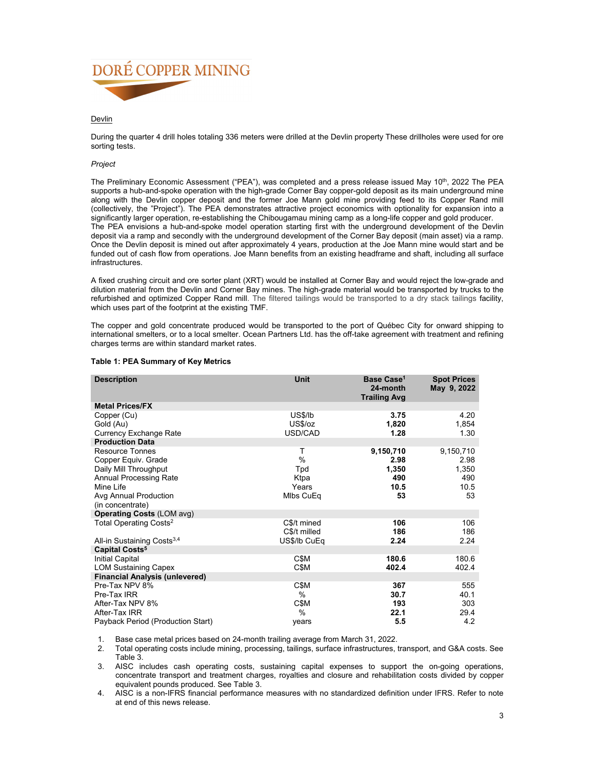DORÉ COPPER MINING

Devlin

During the quarter 4 drill holes totaling 336 meters were drilled at the Devlin property These drillholes were used for ore sorting tests.

*Project*

The Preliminary Economic Assessment ("PEA"), was completed and a press release issued May 10th, 2022 The PEA supports a hub-and-spoke operation with the high-grade Corner Bay copper-gold deposit as its main underground mine along with the Devlin copper deposit and the former Joe Mann gold mine providing feed to its Copper Rand mill (collectively, the "Project"). The PEA demonstrates attractive project economics with optionality for expansion into a significantly larger operation, re-establishing the Chibougamau mining camp as a long-life copper and gold producer.
The PEA envisions a hub-and-spoke model operation starting first with the underground development of the Devlin deposit via a ramp and secondly with the underground development of the Corner Bay deposit (main asset) via a ramp. Once the Devlin deposit is mined out after approximately 4 years, production at the Joe Mann mine would start and be funded out of cash flow from operations. Joe Mann benefits from an existing headframe and shaft, including all surface infrastructures.

A fixed crushing circuit and ore sorter plant (XRT) would be installed at Corner Bay and would reject the low-grade and dilution material from the Devlin and Corner Bay mines. The high-grade material would be transported by trucks to the refurbished and optimized Copper Rand mill. The filtered tailings would be transported to a dry stack tailings facility, which uses part of the footprint at the existing TMF.

The copper and gold concentrate produced would be transported to the port of Québec City for onward shipping to international smelters, or to a local smelter. Ocean Partners Ltd. has the off-take agreement with treatment and refining charges terms are within standard market rates.

**Table 1: PEA Summary of Key Metrics**

| Description | Unit | Base Case[1] 24-month Trailing Avg | Spot Prices May 9, 2022 |
|---|---|---|---|
| **Metal Prices/FX** | | | |
| Copper (Cu) | US$/lb | **3.75** | 4.20 |
| Gold (Au) | US$/oz | **1,820** | 1,854 |
| Currency Exchange Rate | USD/CAD | **1.28** | 1.30 |
| **Production Data** | | | |
| Resource Tonnes | T | **9,150,710** | 9,150,710 |
| Copper Equiv. Grade | % | **2.98** | 2.98 |
| Daily Mill Throughput | Tpd | **1,350** | 1,350 |
| Annual Processing Rate | Ktpa | **490** | 490 |
| Mine Life | Years | **10.5** | 10.5 |
| Avg Annual Production (in concentrate) | Mlbs CuEq | **53** | 53 |
| **Operating Costs** (LOM avg) | | | |
| Total Operating Costs[2] | C$/t mined | **106** | 106 |
| | C$/t milled | **186** | 186 |
| All-in Sustaining Costs[3,4] | US$/lb CuEq | **2.24** | 2.24 |
| **Capital Costs[5]** | | | |
| Initial Capital | C$M | **180.6** | 180.6 |
| LOM Sustaining Capex | C$M | **402.4** | 402.4 |
| **Financial Analysis (unlevered)** | | | |
| Pre-Tax NPV 8% | C$M | **367** | 555 |
| Pre-Tax IRR | % | **30.7** | 40.1 |
| After-Tax NPV 8% | C$M | **193** | 303 |
| After-Tax IRR | % | **22.1** | 29.4 |
| Payback Period (Production Start) | years | **5.5** | 4.2 |

1. Base case metal prices based on 24-month trailing average from March 31, 2022.
2. Total operating costs include mining, processing, tailings, surface infrastructures, transport, and G&A costs. See Table 3.
3. AISC includes cash operating costs, sustaining capital expenses to support the on-going operations, concentrate transport and treatment charges, royalties and closure and rehabilitation costs divided by copper equivalent pounds produced. See Table 3.
4. AISC is a non-IFRS financial performance measures with no standardized definition under IFRS. Refer to note at end of this news release.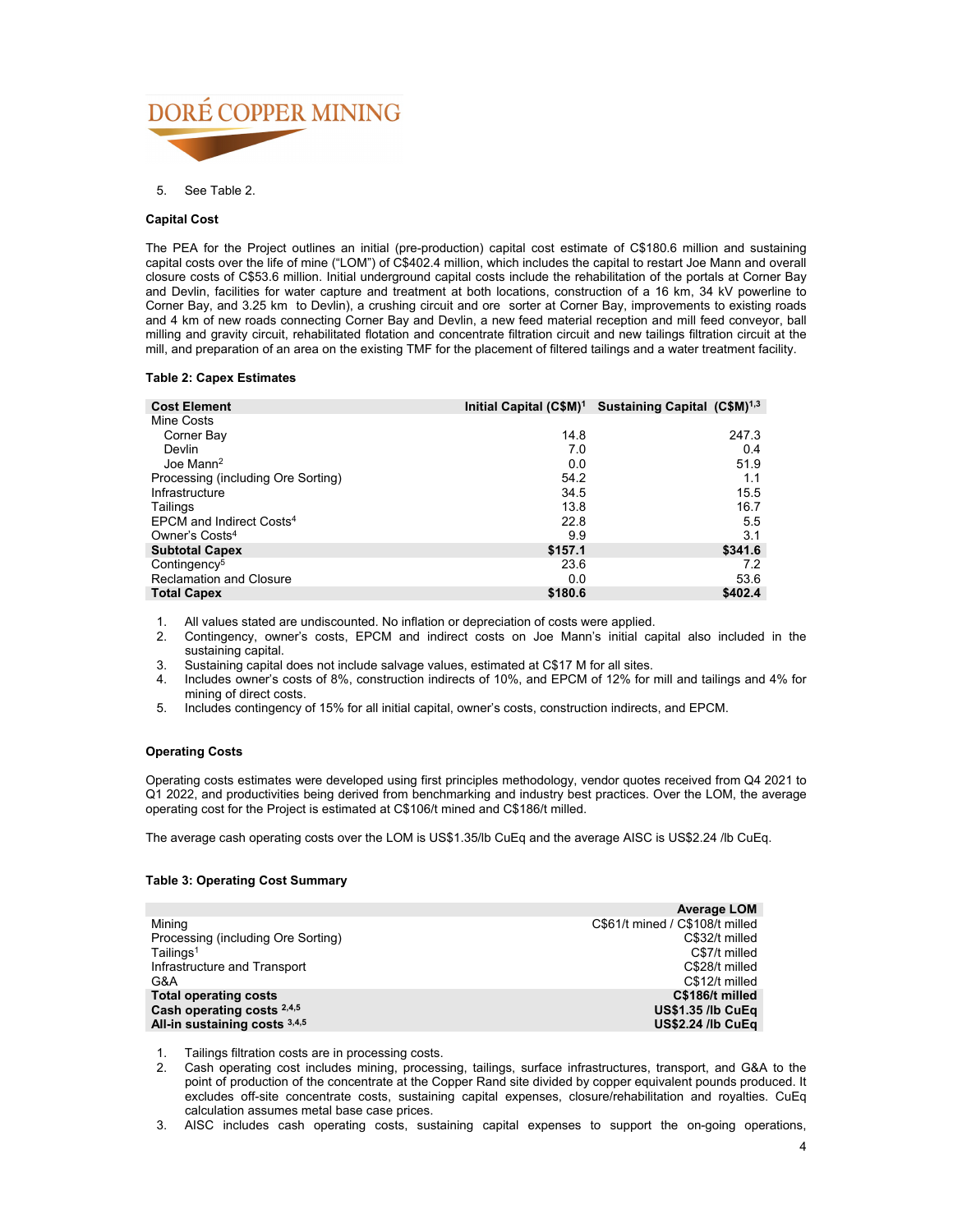5. See Table 2.

**Capital Cost**

The PEA for the Project outlines an initial (pre-production) capital cost estimate of C$180.6 million and sustaining capital costs over the life of mine ("LOM") of C$402.4 million, which includes the capital to restart Joe Mann and overall closure costs of C$53.6 million. Initial underground capital costs include the rehabilitation of the portals at Corner Bay and Devlin, facilities for water capture and treatment at both locations, construction of a 16 km, 34 kV powerline to Corner Bay, and 3.25 km to Devlin), a crushing circuit and ore sorter at Corner Bay, improvements to existing roads and 4 km of new roads connecting Corner Bay and Devlin, a new feed material reception and mill feed conveyor, ball milling and gravity circuit, rehabilitated flotation and concentrate filtration circuit and new tailings filtration circuit at the mill, and preparation of an area on the existing TMF for the placement of filtered tailings and a water treatment facility.

**Table 2: Capex Estimates**

| Cost Element | Initial Capital (C$M)[1] | Sustaining Capital (C$M)[1,3] |
|---|---|---|
| Mine Costs | | |
| Corner Bay | 14.8 | 247.3 |
| Devlin | 7.0 | 0.4 |
| Joe Mann[2] | 0.0 | 51.9 |
| Processing (including Ore Sorting) | 54.2 | 1.1 |
| Infrastructure | 34.5 | 15.5 |
| Tailings | 13.8 | 16.7 |
| EPCM and Indirect Costs[4] | 22.8 | 5.5 |
| Owner's Costs[4] | 9.9 | 3.1 |
| **Subtotal Capex** | **$157.1** | **$341.6** |
| Contingency[5] | 23.6 | 7.2 |
| Reclamation and Closure | 0.0 | 53.6 |
| **Total Capex** | **$180.6** | **$402.4** |

1. All values stated are undiscounted. No inflation or depreciation of costs were applied.
2. Contingency, owner's costs, EPCM and indirect costs on Joe Mann's initial capital also included in the sustaining capital.
3. Sustaining capital does not include salvage values, estimated at C$17 M for all sites.
4. Includes owner's costs of 8%, construction indirects of 10%, and EPCM of 12% for mill and tailings and 4% for mining of direct costs.
5. Includes contingency of 15% for all initial capital, owner's costs, construction indirects, and EPCM.

**Operating Costs**

Operating costs estimates were developed using first principles methodology, vendor quotes received from Q4 2021 to Q1 2022, and productivities being derived from benchmarking and industry best practices. Over the LOM, the average operating cost for the Project is estimated at C$106/t mined and C$186/t milled.

The average cash operating costs over the LOM is US$1.35/lb CuEq and the average AISC is US$2.24 /lb CuEq.

**Table 3: Operating Cost Summary**

| | Average LOM |
|---|---|
| Mining | C$61/t mined / C$108/t milled |
| Processing (including Ore Sorting) | C$32/t milled |
| Tailings[1] | C$7/t milled |
| Infrastructure and Transport | C$28/t milled |
| G&A | C$12/t milled |
| **Total operating costs** | **C$186/t milled** |
| **Cash operating costs [2,4,5]** | **US$1.35 /lb CuEq** |
| **All-in sustaining costs [3,4,5]** | **US$2.24 /lb CuEq** |

1. Tailings filtration costs are in processing costs.
2. Cash operating cost includes mining, processing, tailings, surface infrastructures, transport, and G&A to the point of production of the concentrate at the Copper Rand site divided by copper equivalent pounds produced. It excludes off-site concentrate costs, sustaining capital expenses, closure/rehabilitation and royalties. CuEq calculation assumes metal base case prices.
3. AISC includes cash operating costs, sustaining capital expenses to support the on-going operations,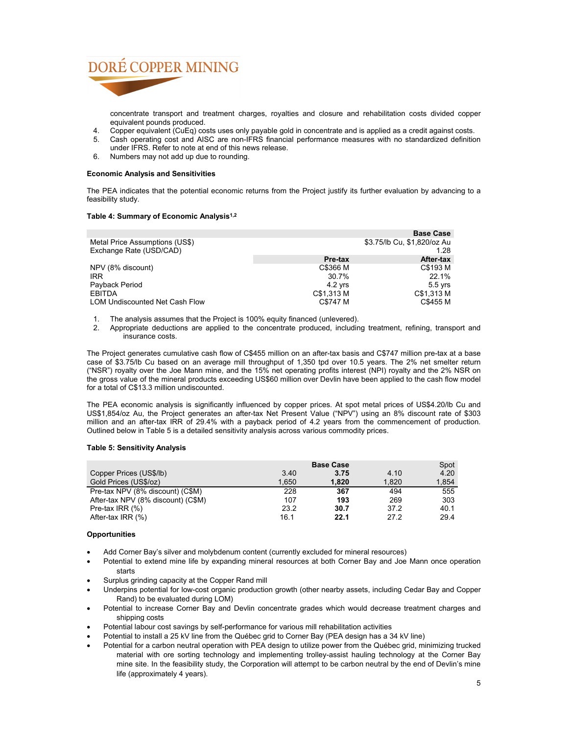concentrate transport and treatment charges, royalties and closure and rehabilitation costs divided copper equivalent pounds produced.

4. Copper equivalent (CuEq) costs uses only payable gold in concentrate and is applied as a credit against costs.
5. Cash operating cost and AISC are non-IFRS financial performance measures with no standardized definition under IFRS. Refer to note at end of this news release.
6. Numbers may not add up due to rounding.

**Economic Analysis and Sensitivities**

The PEA indicates that the potential economic returns from the Project justify its further evaluation by advancing to a feasibility study.

**Table 4: Summary of Economic Analysis[1,2]**

| | | Base Case |
|---|---|---|
| Metal Price Assumptions (US$) | | $3.75/lb Cu, $1,820/oz Au |
| Exchange Rate (USD/CAD) | | 1.28 |
| | Pre-tax | After-tax |
| NPV (8% discount) | C$366 M | C$193 M |
| IRR | 30.7% | 22.1% |
| Payback Period | 4.2 yrs | 5.5 yrs |
| EBITDA | C$1,313 M | C$1,313 M |
| LOM Undiscounted Net Cash Flow | C$747 M | C$455 M |

1. The analysis assumes that the Project is 100% equity financed (unlevered).
2. Appropriate deductions are applied to the concentrate produced, including treatment, refining, transport and insurance costs.

The Project generates cumulative cash flow of C$455 million on an after-tax basis and C$747 million pre-tax at a base case of $3.75/lb Cu based on an average mill throughput of 1,350 tpd over 10.5 years. The 2% net smelter return ("NSR") royalty over the Joe Mann mine, and the 15% net operating profits interest (NPI) royalty and the 2% NSR on the gross value of the mineral products exceeding US$60 million over Devlin have been applied to the cash flow model for a total of C$13.3 million undiscounted.

The PEA economic analysis is significantly influenced by copper prices. At spot metal prices of US$4.20/lb Cu and US$1,854/oz Au, the Project generates an after-tax Net Present Value ("NPV") using an 8% discount rate of $303 million and an after-tax IRR of 29.4% with a payback period of 4.2 years from the commencement of production. Outlined below in Table 5 is a detailed sensitivity analysis across various commodity prices.

**Table 5: Sensitivity Analysis**

| | | **Base Case** | | Spot |
|---|---|---|---|---|
| Copper Prices (US$/lb) | 3.40 | **3.75** | 4.10 | 4.20 |
| Gold Prices (US$/oz) | 1,650 | **1,820** | 1,820 | 1,854 |
| Pre-tax NPV (8% discount) (C$M) | 228 | **367** | 494 | 555 |
| After-tax NPV (8% discount) (C$M) | 107 | **193** | 269 | 303 |
| Pre-tax IRR (%) | 23.2 | **30.7** | 37.2 | 40.1 |
| After-tax IRR (%) | 16.1 | **22.1** | 27.2 | 29.4 |

**Opportunities**

- Add Corner Bay's silver and molybdenum content (currently excluded for mineral resources)
- Potential to extend mine life by expanding mineral resources at both Corner Bay and Joe Mann once operation starts
- Surplus grinding capacity at the Copper Rand mill
- Underpins potential for low-cost organic production growth (other nearby assets, including Cedar Bay and Copper Rand) to be evaluated during LOM)
- Potential to increase Corner Bay and Devlin concentrate grades which would decrease treatment charges and shipping costs
- Potential labour cost savings by self-performance for various mill rehabilitation activities
- Potential to install a 25 kV line from the Québec grid to Corner Bay (PEA design has a 34 kV line)
- Potential for a carbon neutral operation with PEA design to utilize power from the Québec grid, minimizing trucked material with ore sorting technology and implementing trolley-assist hauling technology at the Corner Bay mine site. In the feasibility study, the Corporation will attempt to be carbon neutral by the end of Devlin's mine life (approximately 4 years).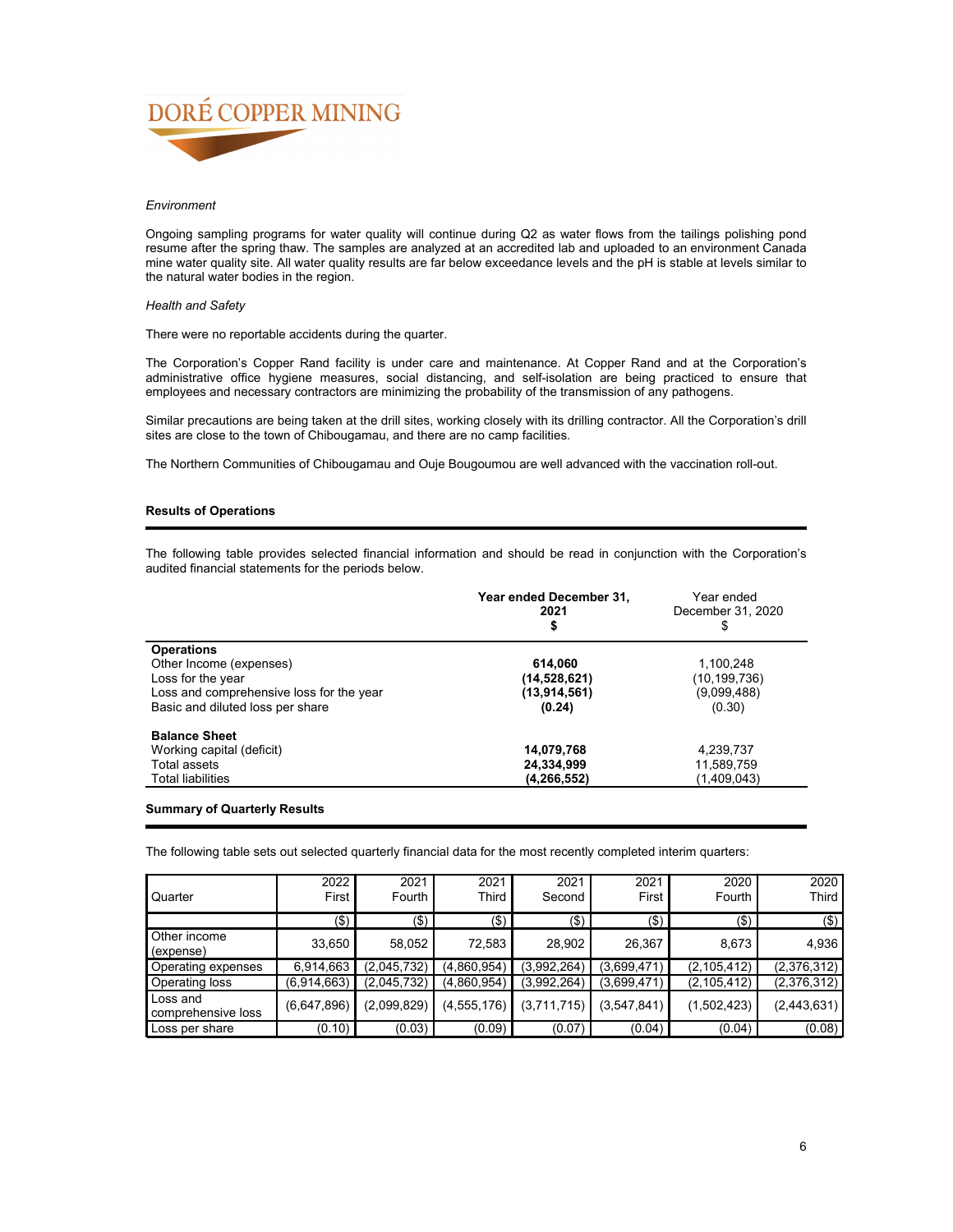*Environment*

Ongoing sampling programs for water quality will continue during Q2 as water flows from the tailings polishing pond resume after the spring thaw. The samples are analyzed at an accredited lab and uploaded to an environment Canada mine water quality site. All water quality results are far below exceedance levels and the pH is stable at levels similar to the natural water bodies in the region.

*Health and Safety*

There were no reportable accidents during the quarter.

The Corporation's Copper Rand facility is under care and maintenance. At Copper Rand and at the Corporation's administrative office hygiene measures, social distancing, and self-isolation are being practiced to ensure that employees and necessary contractors are minimizing the probability of the transmission of any pathogens.

Similar precautions are being taken at the drill sites, working closely with its drilling contractor. All the Corporation's drill sites are close to the town of Chibougamau, and there are no camp facilities.

The Northern Communities of Chibougamau and Ouje Bougoumou are well advanced with the vaccination roll-out.

**Results of Operations**

The following table provides selected financial information and should be read in conjunction with the Corporation's audited financial statements for the periods below.

| | **Year ended December 31, 2021 $** | Year ended December 31, 2020 $ |
|---|---|---|
| **Operations** | | |
| Other Income (expenses) | **614,060** | 1,100,248 |
| Loss for the year | **(14,528,621)** | (10,199,736) |
| Loss and comprehensive loss for the year | **(13,914,561)** | (9,099,488) |
| Basic and diluted loss per share | **(0.24)** | (0.30) |
| **Balance Sheet** | | |
| Working capital (deficit) | **14,079,768** | 4,239,737 |
| Total assets | **24,334,999** | 11,589,759 |
| Total liabilities | **(4,266,552)** | (1,409,043) |

**Summary of Quarterly Results**

The following table sets out selected quarterly financial data for the most recently completed interim quarters:

| Quarter | 2022 First | 2021 Fourth | 2021 Third | 2021 Second | 2021 First | 2020 Fourth | 2020 Third |
|---|---|---|---|---|---|---|---|
| | ($) | ($) | ($) | ($) | ($) | ($) | ($) |
| Other income (expense) | 33,650 | 58,052 | 72,583 | 28,902 | 26,367 | 8,673 | 4,936 |
| Operating expenses | 6,914,663 | (2,045,732) | (4,860,954) | (3,992,264) | (3,699,471) | (2,105,412) | (2,376,312) |
| Operating loss | (6,914,663) | (2,045,732) | (4,860,954) | (3,992,264) | (3,699,471) | (2,105,412) | (2,376,312) |
| Loss and comprehensive loss | (6,647,896) | (2,099,829) | (4,555,176) | (3,711,715) | (3,547,841) | (1,502,423) | (2,443,631) |
| Loss per share | (0.10) | (0.03) | (0.09) | (0.07) | (0.04) | (0.04) | (0.08) |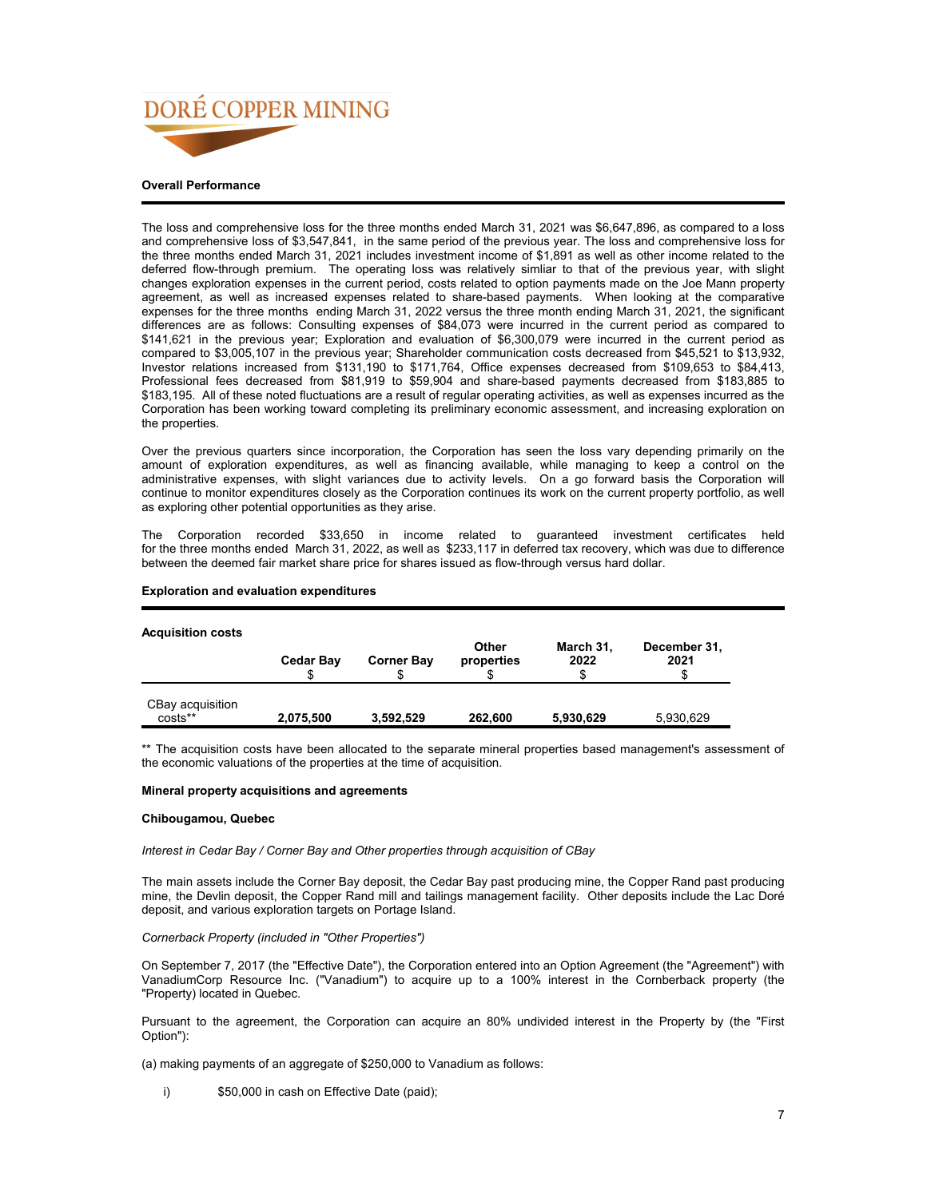## Overall Performance

The loss and comprehensive loss for the three months ended March 31, 2021 was $6,647,896, as compared to a loss and comprehensive loss of $3,547,841, in the same period of the previous year. The loss and comprehensive loss for the three months ended March 31, 2021 includes investment income of $1,891 as well as other income related to the deferred flow-through premium. The operating loss was relatively simliar to that of the previous year, with slight changes exploration expenses in the current period, costs related to option payments made on the Joe Mann property agreement, as well as increased expenses related to share-based payments. When looking at the comparative expenses for the three months ending March 31, 2022 versus the three month ending March 31, 2021, the significant differences are as follows: Consulting expenses of $84,073 were incurred in the current period as compared to $141,621 in the previous year; Exploration and evaluation of $6,300,079 were incurred in the current period as compared to $3,005,107 in the previous year; Shareholder communication costs decreased from $45,521 to $13,932, Investor relations increased from $131,190 to $171,764, Office expenses decreased from $109,653 to $84,413, Professional fees decreased from $81,919 to $59,904 and share-based payments decreased from $183,885 to $183,195. All of these noted fluctuations are a result of regular operating activities, as well as expenses incurred as the Corporation has been working toward completing its preliminary economic assessment, and increasing exploration on the properties.

Over the previous quarters since incorporation, the Corporation has seen the loss vary depending primarily on the amount of exploration expenditures, as well as financing available, while managing to keep a control on the administrative expenses, with slight variances due to activity levels. On a go forward basis the Corporation will continue to monitor expenditures closely as the Corporation continues its work on the current property portfolio, as well as exploring other potential opportunities as they arise.

The Corporation recorded $33,650 in income related to guaranteed investment certificates held for the three months ended March 31, 2022, as well as $233,117 in deferred tax recovery, which was due to difference between the deemed fair market share price for shares issued as flow-through versus hard dollar.

## Exploration and evaluation expenditures

**Acquisition costs**

| | Cedar Bay<br>$ | Corner Bay<br>$ | Other properties<br>$ | March 31, 2022<br>$ | December 31, 2021<br>$ |
|---|---|---|---|---|---|
| CBay acquisition costs** | **2,075,500** | **3,592,529** | **262,600** | **5,930,629** | 5,930,629 |

** The acquisition costs have been allocated to the separate mineral properties based management's assessment of the economic valuations of the properties at the time of acquisition.

**Mineral property acquisitions and agreements**

**Chibougamou, Quebec**

*Interest in Cedar Bay / Corner Bay and Other properties through acquisition of CBay*

The main assets include the Corner Bay deposit, the Cedar Bay past producing mine, the Copper Rand past producing mine, the Devlin deposit, the Copper Rand mill and tailings management facility. Other deposits include the Lac Doré deposit, and various exploration targets on Portage Island.

*Cornerback Property (included in "Other Properties")*

On September 7, 2017 (the "Effective Date"), the Corporation entered into an Option Agreement (the "Agreement") with VanadiumCorp Resource Inc. ("Vanadium") to acquire up to a 100% interest in the Cornberback property (the "Property) located in Quebec.

Pursuant to the agreement, the Corporation can acquire an 80% undivided interest in the Property by (the "First Option"):

(a) making payments of an aggregate of $250,000 to Vanadium as follows:

i) $50,000 in cash on Effective Date (paid);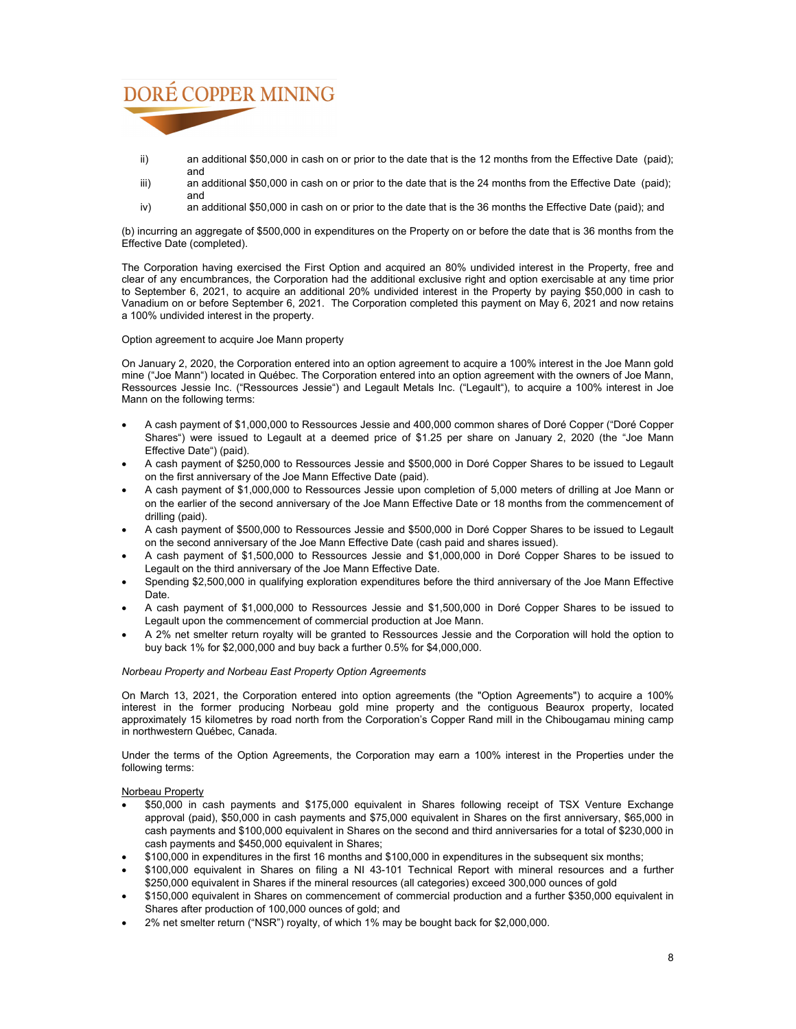ii) an additional $50,000 in cash on or prior to the date that is the 12 months from the Effective Date (paid); and

iii) an additional $50,000 in cash on or prior to the date that is the 24 months from the Effective Date (paid); and

iv) an additional $50,000 in cash on or prior to the date that is the 36 months the Effective Date (paid); and

(b) incurring an aggregate of $500,000 in expenditures on the Property on or before the date that is 36 months from the Effective Date (completed).

The Corporation having exercised the First Option and acquired an 80% undivided interest in the Property, free and clear of any encumbrances, the Corporation had the additional exclusive right and option exercisable at any time prior to September 6, 2021, to acquire an additional 20% undivided interest in the Property by paying $50,000 in cash to Vanadium on or before September 6, 2021. The Corporation completed this payment on May 6, 2021 and now retains a 100% undivided interest in the property.

Option agreement to acquire Joe Mann property

On January 2, 2020, the Corporation entered into an option agreement to acquire a 100% interest in the Joe Mann gold mine ("Joe Mann") located in Québec. The Corporation entered into an option agreement with the owners of Joe Mann, Ressources Jessie Inc. ("Ressources Jessie") and Legault Metals Inc. ("Legault"), to acquire a 100% interest in Joe Mann on the following terms:

- A cash payment of $1,000,000 to Ressources Jessie and 400,000 common shares of Doré Copper ("Doré Copper Shares") were issued to Legault at a deemed price of $1.25 per share on January 2, 2020 (the "Joe Mann Effective Date") (paid).
- A cash payment of $250,000 to Ressources Jessie and $500,000 in Doré Copper Shares to be issued to Legault on the first anniversary of the Joe Mann Effective Date (paid).
- A cash payment of $1,000,000 to Ressources Jessie upon completion of 5,000 meters of drilling at Joe Mann or on the earlier of the second anniversary of the Joe Mann Effective Date or 18 months from the commencement of drilling (paid).
- A cash payment of $500,000 to Ressources Jessie and $500,000 in Doré Copper Shares to be issued to Legault on the second anniversary of the Joe Mann Effective Date (cash paid and shares issued).
- A cash payment of $1,500,000 to Ressources Jessie and $1,000,000 in Doré Copper Shares to be issued to Legault on the third anniversary of the Joe Mann Effective Date.
- Spending $2,500,000 in qualifying exploration expenditures before the third anniversary of the Joe Mann Effective Date.
- A cash payment of $1,000,000 to Ressources Jessie and $1,500,000 in Doré Copper Shares to be issued to Legault upon the commencement of commercial production at Joe Mann.
- A 2% net smelter return royalty will be granted to Ressources Jessie and the Corporation will hold the option to buy back 1% for $2,000,000 and buy back a further 0.5% for $4,000,000.

*Norbeau Property and Norbeau East Property Option Agreements*

On March 13, 2021, the Corporation entered into option agreements (the "Option Agreements") to acquire a 100% interest in the former producing Norbeau gold mine property and the contiguous Beaurox property, located approximately 15 kilometres by road north from the Corporation's Copper Rand mill in the Chibougamau mining camp in northwestern Québec, Canada.

Under the terms of the Option Agreements, the Corporation may earn a 100% interest in the Properties under the following terms:

Norbeau Property

- $50,000 in cash payments and $175,000 equivalent in Shares following receipt of TSX Venture Exchange approval (paid), $50,000 in cash payments and $75,000 equivalent in Shares on the first anniversary, $65,000 in cash payments and $100,000 equivalent in Shares on the second and third anniversaries for a total of $230,000 in cash payments and $450,000 equivalent in Shares;
- $100,000 in expenditures in the first 16 months and $100,000 in expenditures in the subsequent six months;
- $100,000 equivalent in Shares on filing a NI 43-101 Technical Report with mineral resources and a further $250,000 equivalent in Shares if the mineral resources (all categories) exceed 300,000 ounces of gold
- $150,000 equivalent in Shares on commencement of commercial production and a further $350,000 equivalent in Shares after production of 100,000 ounces of gold; and
- 2% net smelter return ("NSR") royalty, of which 1% may be bought back for $2,000,000.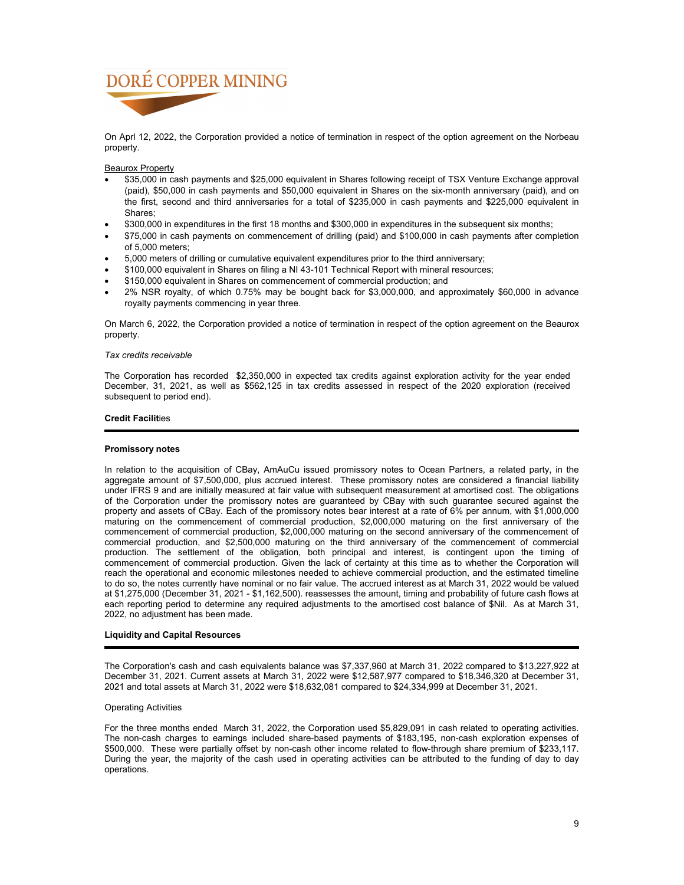On Aprl 12, 2022, the Corporation provided a notice of termination in respect of the option agreement on the Norbeau property.

Beaurox Property

- $35,000 in cash payments and $25,000 equivalent in Shares following receipt of TSX Venture Exchange approval (paid), $50,000 in cash payments and $50,000 equivalent in Shares on the six-month anniversary (paid), and on the first, second and third anniversaries for a total of $235,000 in cash payments and $225,000 equivalent in Shares;
- $300,000 in expenditures in the first 18 months and $300,000 in expenditures in the subsequent six months;
- $75,000 in cash payments on commencement of drilling (paid) and $100,000 in cash payments after completion of 5,000 meters;
- 5,000 meters of drilling or cumulative equivalent expenditures prior to the third anniversary;
- $100,000 equivalent in Shares on filing a NI 43-101 Technical Report with mineral resources;
- $150,000 equivalent in Shares on commencement of commercial production; and
- 2% NSR royalty, of which 0.75% may be bought back for $3,000,000, and approximately $60,000 in advance royalty payments commencing in year three.

On March 6, 2022, the Corporation provided a notice of termination in respect of the option agreement on the Beaurox property.

*Tax credits receivable*

The Corporation has recorded $2,350,000 in expected tax credits against exploration activity for the year ended December, 31, 2021, as well as $562,125 in tax credits assessed in respect of the 2020 exploration (received subsequent to period end).

## Credit Facilities

### Promissory notes

In relation to the acquisition of CBay, AmAuCu issued promissory notes to Ocean Partners, a related party, in the aggregate amount of $7,500,000, plus accrued interest. These promissory notes are considered a financial liability under IFRS 9 and are initially measured at fair value with subsequent measurement at amortised cost. The obligations of the Corporation under the promissory notes are guaranteed by CBay with such guarantee secured against the property and assets of CBay. Each of the promissory notes bear interest at a rate of 6% per annum, with $1,000,000 maturing on the commencement of commercial production, $2,000,000 maturing on the first anniversary of the commencement of commercial production, $2,000,000 maturing on the second anniversary of the commencement of commercial production, and $2,500,000 maturing on the third anniversary of the commencement of commercial production. The settlement of the obligation, both principal and interest, is contingent upon the timing of commencement of commercial production. Given the lack of certainty at this time as to whether the Corporation will reach the operational and economic milestones needed to achieve commercial production, and the estimated timeline to do so, the notes currently have nominal or no fair value. The accrued interest as at March 31, 2022 would be valued at $1,275,000 (December 31, 2021 - $1,162,500). reassesses the amount, timing and probability of future cash flows at each reporting period to determine any required adjustments to the amortised cost balance of $Nil. As at March 31, 2022, no adjustment has been made.

## Liquidity and Capital Resources

The Corporation's cash and cash equivalents balance was $7,337,960 at March 31, 2022 compared to $13,227,922 at December 31, 2021. Current assets at March 31, 2022 were $12,587,977 compared to $18,346,320 at December 31, 2021 and total assets at March 31, 2022 were $18,632,081 compared to $24,334,999 at December 31, 2021.

Operating Activities

For the three months ended March 31, 2022, the Corporation used $5,829,091 in cash related to operating activities. The non-cash charges to earnings included share-based payments of $183,195, non-cash exploration expenses of $500,000. These were partially offset by non-cash other income related to flow-through share premium of $233,117. During the year, the majority of the cash used in operating activities can be attributed to the funding of day to day operations.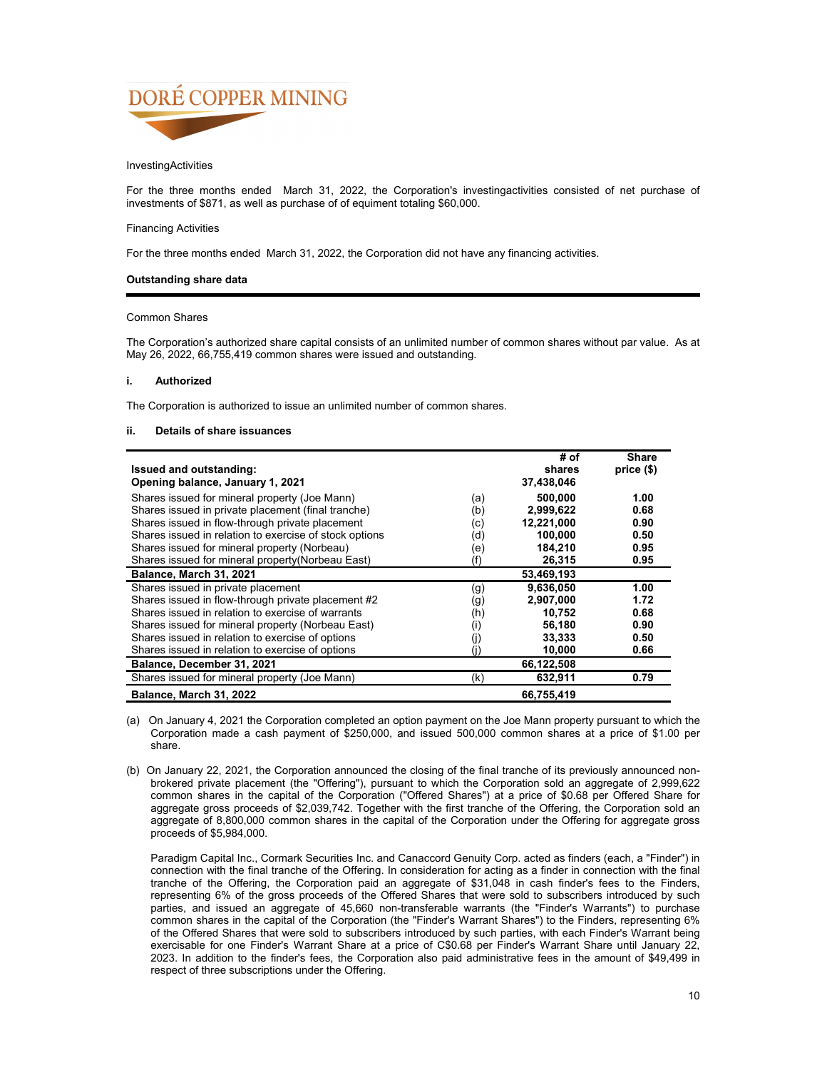InvestingActivities

For the three months ended March 31, 2022, the Corporation's investingactivities consisted of net purchase of investments of $871, as well as purchase of of equiment totaling $60,000.

Financing Activities

For the three months ended March 31, 2022, the Corporation did not have any financing activities.

**Outstanding share data**

Common Shares

The Corporation's authorized share capital consists of an unlimited number of common shares without par value. As at May 26, 2022, 66,755,419 common shares were issued and outstanding.

**i. Authorized**

The Corporation is authorized to issue an unlimited number of common shares.

**ii. Details of share issuances**

| **Issued and outstanding:** | | **# of shares** | **Share price ($)** |
|---|---|---|---|
| **Opening balance, January 1, 2021** | | **37,438,046** | |
| Shares issued for mineral property (Joe Mann) | (a) | **500,000** | **1.00** |
| Shares issued in private placement (final tranche) | (b) | **2,999,622** | **0.68** |
| Shares issued in flow-through private placement | (c) | **12,221,000** | **0.90** |
| Shares issued in relation to exercise of stock options | (d) | **100,000** | **0.50** |
| Shares issued for mineral property (Norbeau) | (e) | **184,210** | **0.95** |
| Shares issued for mineral property(Norbeau East) | (f) | **26,315** | **0.95** |
| **Balance, March 31, 2021** | | **53,469,193** | |
| Shares issued in private placement | (g) | **9,636,050** | **1.00** |
| Shares issued in flow-through private placement #2 | (g) | **2,907,000** | **1.72** |
| Shares issued in relation to exercise of warrants | (h) | **10,752** | **0.68** |
| Shares issued for mineral property (Norbeau East) | (i) | **56,180** | **0.90** |
| Shares issued in relation to exercise of options | (j) | **33,333** | **0.50** |
| Shares issued in relation to exercise of options | (j) | **10,000** | **0.66** |
| **Balance, December 31, 2021** | | **66,122,508** | |
| Shares issued for mineral property (Joe Mann) | (k) | **632,911** | **0.79** |
| **Balance, March 31, 2022** | | **66,755,419** | |

(a) On January 4, 2021 the Corporation completed an option payment on the Joe Mann property pursuant to which the Corporation made a cash payment of $250,000, and issued 500,000 common shares at a price of $1.00 per share.

(b) On January 22, 2021, the Corporation announced the closing of the final tranche of its previously announced non-brokered private placement (the "Offering"), pursuant to which the Corporation sold an aggregate of 2,999,622 common shares in the capital of the Corporation ("Offered Shares") at a price of $0.68 per Offered Share for aggregate gross proceeds of $2,039,742. Together with the first tranche of the Offering, the Corporation sold an aggregate of 8,800,000 common shares in the capital of the Corporation under the Offering for aggregate gross proceeds of $5,984,000.

Paradigm Capital Inc., Cormark Securities Inc. and Canaccord Genuity Corp. acted as finders (each, a "Finder") in connection with the final tranche of the Offering. In consideration for acting as a finder in connection with the final tranche of the Offering, the Corporation paid an aggregate of $31,048 in cash finder's fees to the Finders, representing 6% of the gross proceeds of the Offered Shares that were sold to subscribers introduced by such parties, and issued an aggregate of 45,660 non-transferable warrants (the "Finder's Warrants") to purchase common shares in the capital of the Corporation (the "Finder's Warrant Shares") to the Finders, representing 6% of the Offered Shares that were sold to subscribers introduced by such parties, with each Finder's Warrant being exercisable for one Finder's Warrant Share at a price of C$0.68 per Finder's Warrant Share until January 22, 2023. In addition to the finder's fees, the Corporation also paid administrative fees in the amount of $49,499 in respect of three subscriptions under the Offering.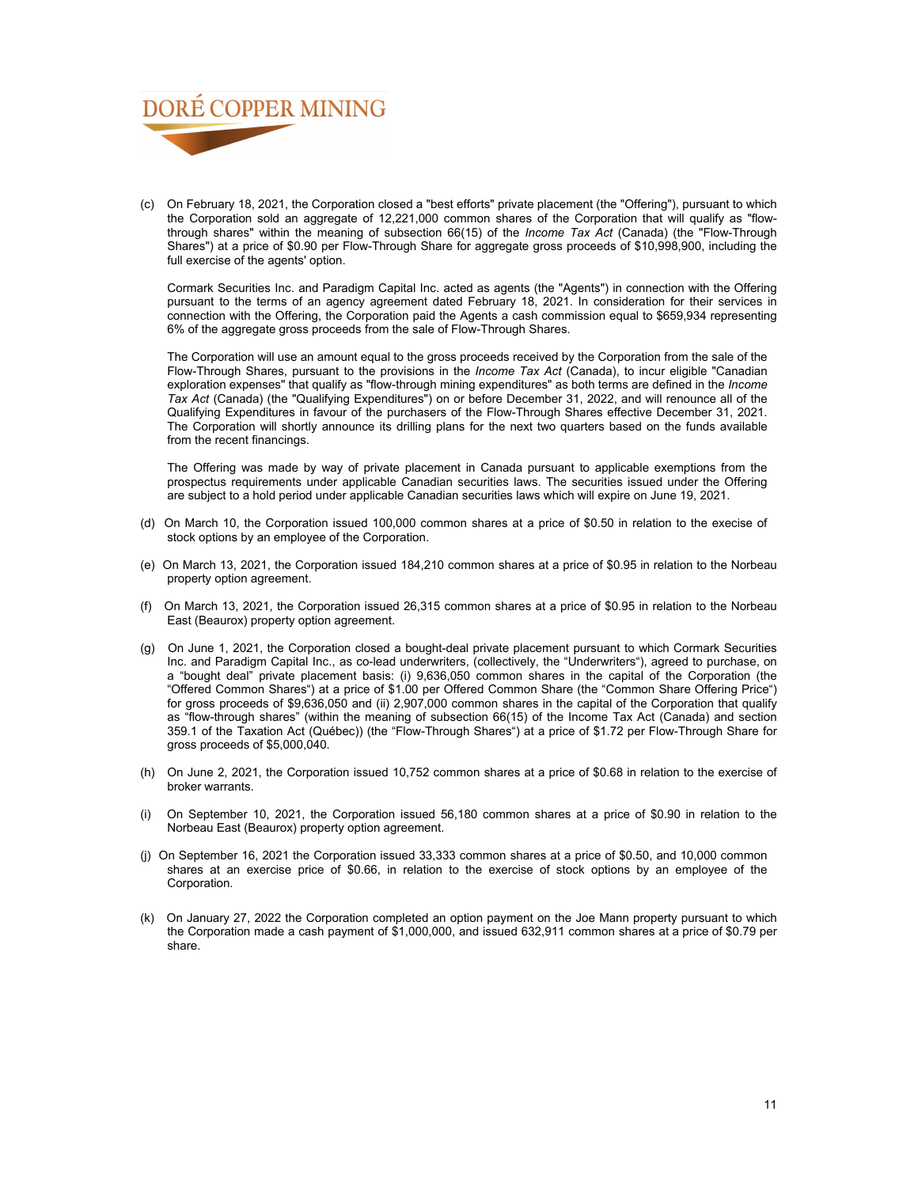(c) On February 18, 2021, the Corporation closed a "best efforts" private placement (the "Offering"), pursuant to which the Corporation sold an aggregate of 12,221,000 common shares of the Corporation that will qualify as "flow-through shares" within the meaning of subsection 66(15) of the *Income Tax Act* (Canada) (the "Flow-Through Shares") at a price of $0.90 per Flow-Through Share for aggregate gross proceeds of $10,998,900, including the full exercise of the agents' option.

Cormark Securities Inc. and Paradigm Capital Inc. acted as agents (the "Agents") in connection with the Offering pursuant to the terms of an agency agreement dated February 18, 2021. In consideration for their services in connection with the Offering, the Corporation paid the Agents a cash commission equal to $659,934 representing 6% of the aggregate gross proceeds from the sale of Flow-Through Shares.

The Corporation will use an amount equal to the gross proceeds received by the Corporation from the sale of the Flow-Through Shares, pursuant to the provisions in the *Income Tax Act* (Canada), to incur eligible "Canadian exploration expenses" that qualify as "flow-through mining expenditures" as both terms are defined in the *Income Tax Act* (Canada) (the "Qualifying Expenditures") on or before December 31, 2022, and will renounce all of the Qualifying Expenditures in favour of the purchasers of the Flow-Through Shares effective December 31, 2021. The Corporation will shortly announce its drilling plans for the next two quarters based on the funds available from the recent financings.

The Offering was made by way of private placement in Canada pursuant to applicable exemptions from the prospectus requirements under applicable Canadian securities laws. The securities issued under the Offering are subject to a hold period under applicable Canadian securities laws which will expire on June 19, 2021.

(d) On March 10, the Corporation issued 100,000 common shares at a price of $0.50 in relation to the execise of stock options by an employee of the Corporation.

(e) On March 13, 2021, the Corporation issued 184,210 common shares at a price of $0.95 in relation to the Norbeau property option agreement.

(f) On March 13, 2021, the Corporation issued 26,315 common shares at a price of $0.95 in relation to the Norbeau East (Beaurox) property option agreement.

(g) On June 1, 2021, the Corporation closed a bought-deal private placement pursuant to which Cormark Securities Inc. and Paradigm Capital Inc., as co-lead underwriters, (collectively, the "Underwriters"), agreed to purchase, on a "bought deal" private placement basis: (i) 9,636,050 common shares in the capital of the Corporation (the "Offered Common Shares") at a price of $1.00 per Offered Common Share (the "Common Share Offering Price") for gross proceeds of $9,636,050 and (ii) 2,907,000 common shares in the capital of the Corporation that qualify as "flow-through shares" (within the meaning of subsection 66(15) of the Income Tax Act (Canada) and section 359.1 of the Taxation Act (Québec)) (the "Flow-Through Shares") at a price of $1.72 per Flow-Through Share for gross proceeds of $5,000,040.

(h) On June 2, 2021, the Corporation issued 10,752 common shares at a price of $0.68 in relation to the exercise of broker warrants.

(i) On September 10, 2021, the Corporation issued 56,180 common shares at a price of $0.90 in relation to the Norbeau East (Beaurox) property option agreement.

(j) On September 16, 2021 the Corporation issued 33,333 common shares at a price of $0.50, and 10,000 common shares at an exercise price of $0.66, in relation to the exercise of stock options by an employee of the Corporation.

(k) On January 27, 2022 the Corporation completed an option payment on the Joe Mann property pursuant to which the Corporation made a cash payment of $1,000,000, and issued 632,911 common shares at a price of $0.79 per share.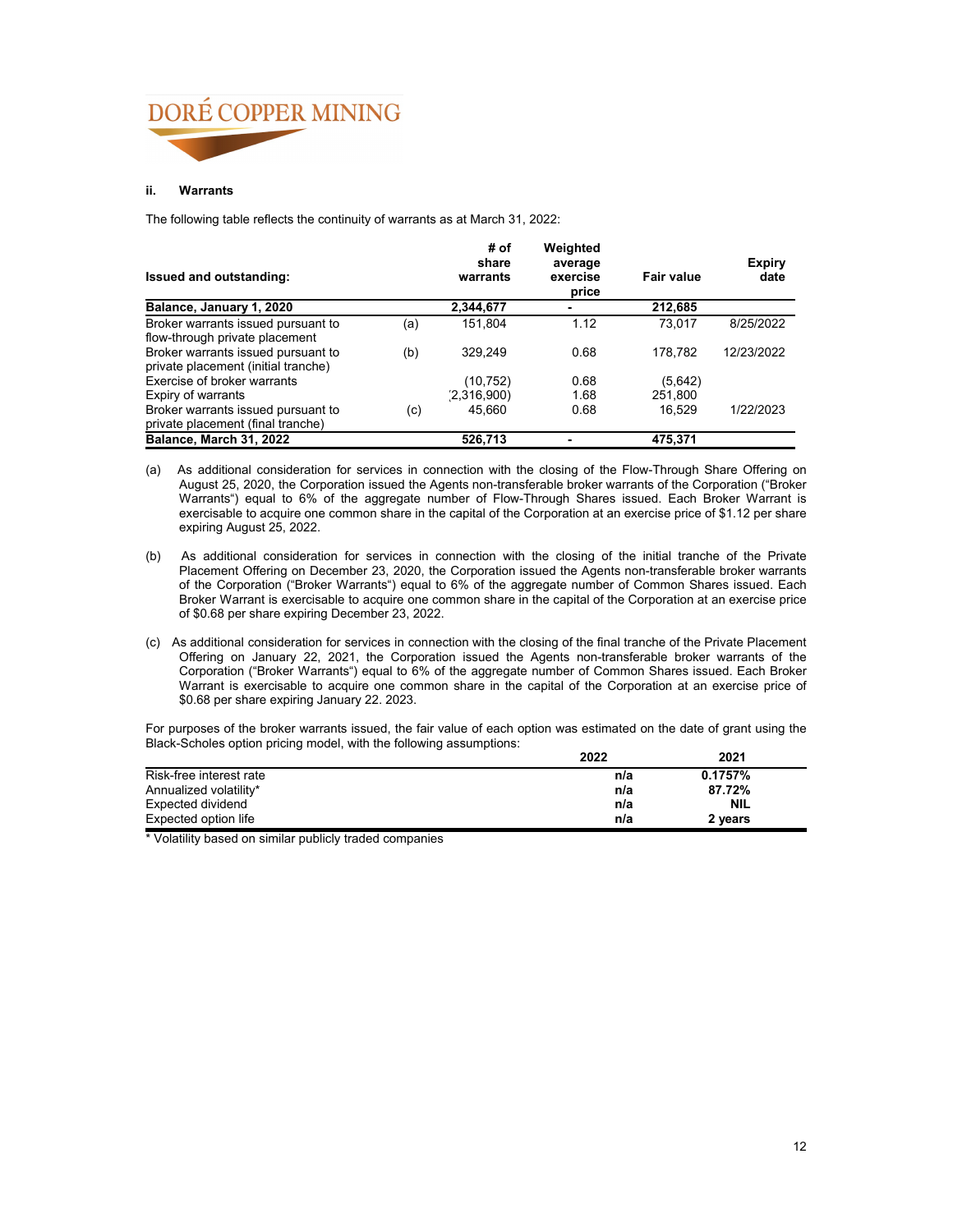### ii. Warrants

The following table reflects the continuity of warrants as at March 31, 2022:

| Issued and outstanding: | | # of share warrants | Weighted average exercise price | Fair value | Expiry date |
|---|---|---|---|---|---|
| **Balance, January 1, 2020** | | **2,344,677** | **-** | **212,685** | |
| Broker warrants issued pursuant to flow-through private placement | (a) | 151,804 | 1.12 | 73,017 | 8/25/2022 |
| Broker warrants issued pursuant to private placement (initial tranche) | (b) | 329,249 | 0.68 | 178,782 | 12/23/2022 |
| Exercise of broker warrants | | (10,752) | 0.68 | (5,642) | |
| Expiry of warrants | | (2,316,900) | 1.68 | 251,800 | |
| Broker warrants issued pursuant to private placement (final tranche) | (c) | 45,660 | 0.68 | 16,529 | 1/22/2023 |
| **Balance, March 31, 2022** | | **526,713** | **-** | **475,371** | |

(a) As additional consideration for services in connection with the closing of the Flow-Through Share Offering on August 25, 2020, the Corporation issued the Agents non-transferable broker warrants of the Corporation ("Broker Warrants") equal to 6% of the aggregate number of Flow-Through Shares issued. Each Broker Warrant is exercisable to acquire one common share in the capital of the Corporation at an exercise price of $1.12 per share expiring August 25, 2022.

(b) As additional consideration for services in connection with the closing of the initial tranche of the Private Placement Offering on December 23, 2020, the Corporation issued the Agents non-transferable broker warrants of the Corporation ("Broker Warrants") equal to 6% of the aggregate number of Common Shares issued. Each Broker Warrant is exercisable to acquire one common share in the capital of the Corporation at an exercise price of $0.68 per share expiring December 23, 2022.

(c) As additional consideration for services in connection with the closing of the final tranche of the Private Placement Offering on January 22, 2021, the Corporation issued the Agents non-transferable broker warrants of the Corporation ("Broker Warrants") equal to 6% of the aggregate number of Common Shares issued. Each Broker Warrant is exercisable to acquire one common share in the capital of the Corporation at an exercise price of $0.68 per share expiring January 22. 2023.

For purposes of the broker warrants issued, the fair value of each option was estimated on the date of grant using the Black-Scholes option pricing model, with the following assumptions:

| | 2022 | 2021 |
|---|---|---|
| Risk-free interest rate | **n/a** | **0.1757%** |
| Annualized volatility* | **n/a** | **87.72%** |
| Expected dividend | **n/a** | **NIL** |
| Expected option life | **n/a** | **2 years** |

* Volatility based on similar publicly traded companies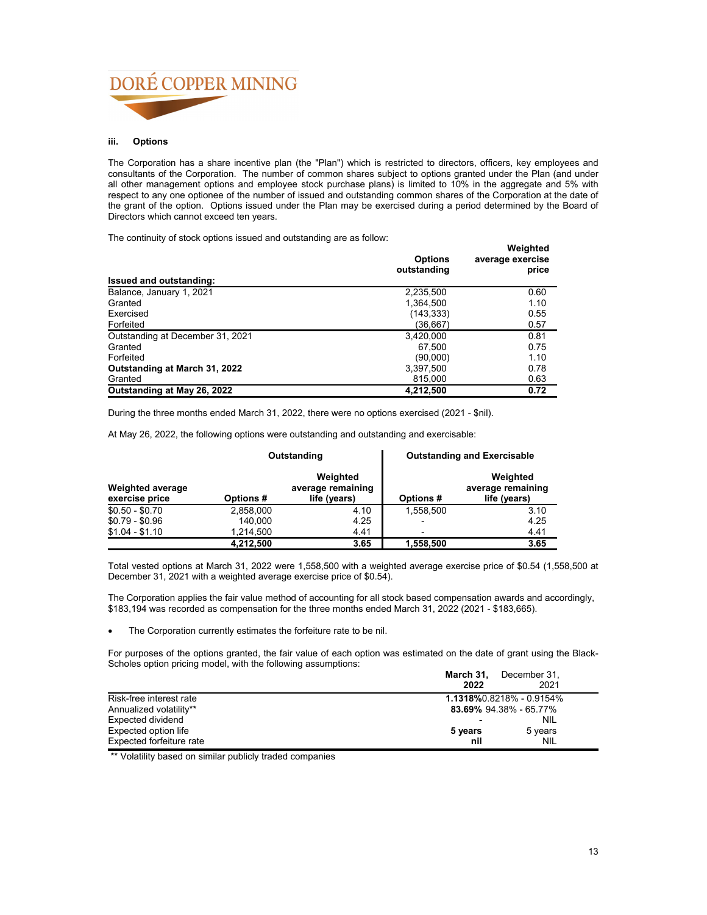### iii. Options

The Corporation has a share incentive plan (the "Plan") which is restricted to directors, officers, key employees and consultants of the Corporation. The number of common shares subject to options granted under the Plan (and under all other management options and employee stock purchase plans) is limited to 10% in the aggregate and 5% with respect to any one optionee of the number of issued and outstanding common shares of the Corporation at the date of the grant of the option. Options issued under the Plan may be exercised during a period determined by the Board of Directors which cannot exceed ten years.

The continuity of stock options issued and outstanding are as follow:

| | Options outstanding | Weighted average exercise price |
|---|---|---|
| **Issued and outstanding:** | | |
| Balance, January 1, 2021 | 2,235,500 | 0.60 |
| Granted | 1,364,500 | 1.10 |
| Exercised | (143,333) | 0.55 |
| Forfeited | (36,667) | 0.57 |
| Outstanding at December 31, 2021 | 3,420,000 | 0.81 |
| Granted | 67,500 | 0.75 |
| Forfeited | (90,000) | 1.10 |
| **Outstanding at March 31, 2022** | 3,397,500 | 0.78 |
| Granted | 815,000 | 0.63 |
| **Outstanding at May 26, 2022** | **4,212,500** | **0.72** |

During the three months ended March 31, 2022, there were no options exercised (2021 - $nil).

At May 26, 2022, the following options were outstanding and outstanding and exercisable:

| | Outstanding | | Outstanding and Exercisable | |
|---|---|---|---|---|
| **Weighted average exercise price** | **Options #** | **Weighted average remaining life (years)** | **Options #** | **Weighted average remaining life (years)** |
| $0.50 - $0.70 | 2,858,000 | 4.10 | 1,558,500 | 3.10 |
| $0.79 - $0.96 | 140,000 | 4.25 | - | 4.25 |
| $1.04 - $1.10 | 1,214,500 | 4.41 | - | 4.41 |
| | **4,212,500** | **3.65** | **1,558,500** | **3.65** |

Total vested options at March 31, 2022 were 1,558,500 with a weighted average exercise price of $0.54 (1,558,500 at December 31, 2021 with a weighted average exercise price of $0.54).

The Corporation applies the fair value method of accounting for all stock based compensation awards and accordingly, $183,194 was recorded as compensation for the three months ended March 31, 2022 (2021 - $183,665).

- The Corporation currently estimates the forfeiture rate to be nil.

For purposes of the options granted, the fair value of each option was estimated on the date of grant using the Black-Scholes option pricing model, with the following assumptions:

| | **March 31, 2022** | December 31, 2021 |
|---|---|---|
| Risk-free interest rate | **1.1318%** | 0.8218% - 0.9154% |
| Annualized volatility** | **83.69%** | 94.38% - 65.77% |
| Expected dividend | **-** | NIL |
| Expected option life | **5 years** | 5 years |
| Expected forfeiture rate | **nil** | NIL |

** Volatility based on similar publicly traded companies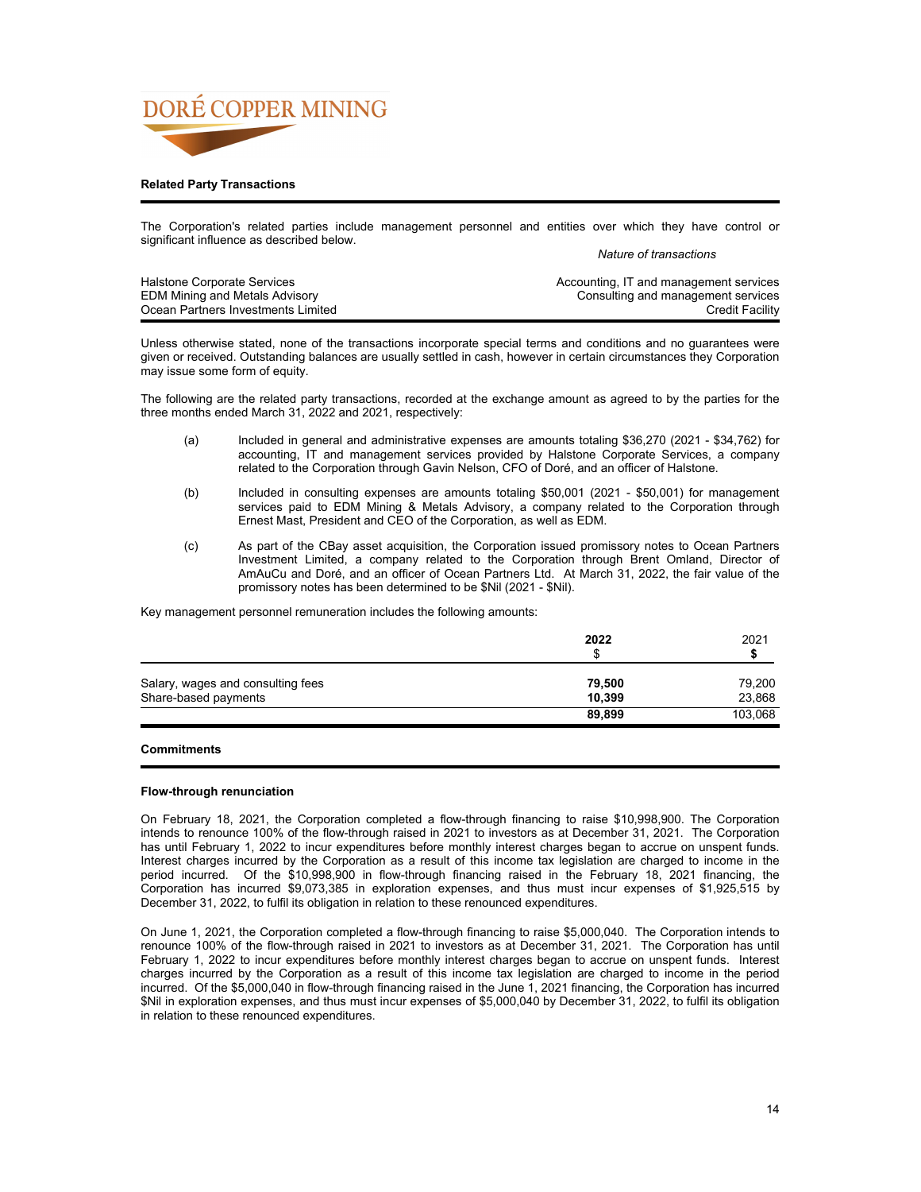## Related Party Transactions

The Corporation's related parties include management personnel and entities over which they have control or significant influence as described below.

| | *Nature of transactions* |
|---|---|
| Halstone Corporate Services | Accounting, IT and management services |
| EDM Mining and Metals Advisory | Consulting and management services |
| Ocean Partners Investments Limited | Credit Facility |

Unless otherwise stated, none of the transactions incorporate special terms and conditions and no guarantees were given or received. Outstanding balances are usually settled in cash, however in certain circumstances they Corporation may issue some form of equity.

The following are the related party transactions, recorded at the exchange amount as agreed to by the parties for the three months ended March 31, 2022 and 2021, respectively:

(a) Included in general and administrative expenses are amounts totaling $36,270 (2021 - $34,762) for accounting, IT and management services provided by Halstone Corporate Services, a company related to the Corporation through Gavin Nelson, CFO of Doré, and an officer of Halstone.

(b) Included in consulting expenses are amounts totaling $50,001 (2021 - $50,001) for management services paid to EDM Mining & Metals Advisory, a company related to the Corporation through Ernest Mast, President and CEO of the Corporation, as well as EDM.

(c) As part of the CBay asset acquisition, the Corporation issued promissory notes to Ocean Partners Investment Limited, a company related to the Corporation through Brent Omland, Director of AmAuCu and Doré, and an officer of Ocean Partners Ltd. At March 31, 2022, the fair value of the promissory notes has been determined to be $Nil (2021 - $Nil).

Key management personnel remuneration includes the following amounts:

| | **2022**<br>$ | 2021<br>**$** |
|---|---|---|
| Salary, wages and consulting fees | **79,500** | 79,200 |
| Share-based payments | **10,399** | 23,868 |
| | **89,899** | 103,068 |

## Commitments

### Flow-through renunciation

On February 18, 2021, the Corporation completed a flow-through financing to raise $10,998,900. The Corporation intends to renounce 100% of the flow-through raised in 2021 to investors as at December 31, 2021. The Corporation has until February 1, 2022 to incur expenditures before monthly interest charges began to accrue on unspent funds. Interest charges incurred by the Corporation as a result of this income tax legislation are charged to income in the period incurred. Of the $10,998,900 in flow-through financing raised in the February 18, 2021 financing, the Corporation has incurred $9,073,385 in exploration expenses, and thus must incur expenses of $1,925,515 by December 31, 2022, to fulfil its obligation in relation to these renounced expenditures.

On June 1, 2021, the Corporation completed a flow-through financing to raise $5,000,040. The Corporation intends to renounce 100% of the flow-through raised in 2021 to investors as at December 31, 2021. The Corporation has until February 1, 2022 to incur expenditures before monthly interest charges began to accrue on unspent funds. Interest charges incurred by the Corporation as a result of this income tax legislation are charged to income in the period incurred. Of the $5,000,040 in flow-through financing raised in the June 1, 2021 financing, the Corporation has incurred $Nil in exploration expenses, and thus must incur expenses of $5,000,040 by December 31, 2022, to fulfil its obligation in relation to these renounced expenditures.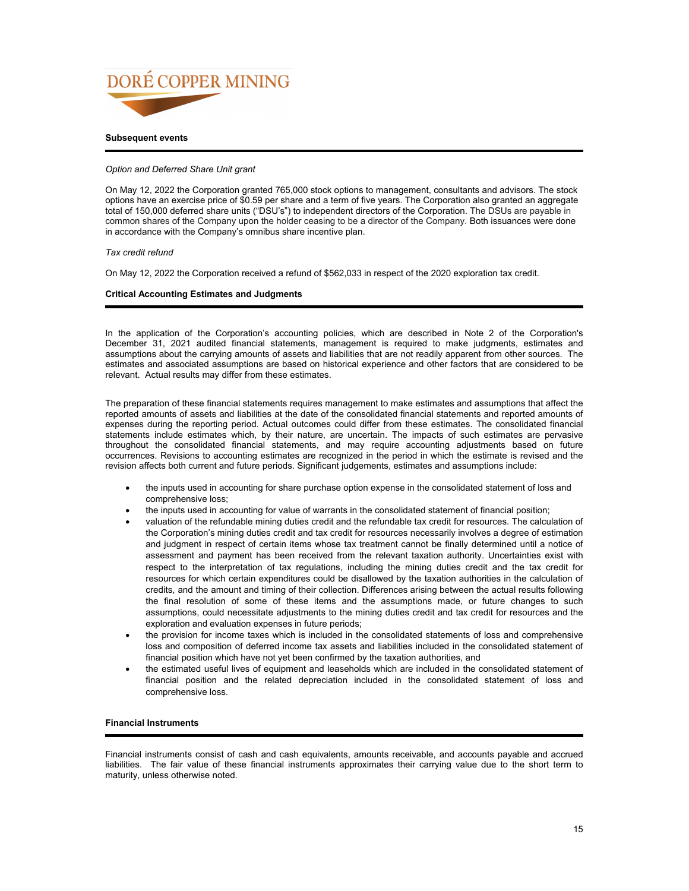## Subsequent events

*Option and Deferred Share Unit grant*

On May 12, 2022 the Corporation granted 765,000 stock options to management, consultants and advisors. The stock options have an exercise price of $0.59 per share and a term of five years. The Corporation also granted an aggregate total of 150,000 deferred share units ("DSU's") to independent directors of the Corporation. The DSUs are payable in common shares of the Company upon the holder ceasing to be a director of the Company. Both issuances were done in accordance with the Company's omnibus share incentive plan.

*Tax credit refund*

On May 12, 2022 the Corporation received a refund of $562,033 in respect of the 2020 exploration tax credit.

## Critical Accounting Estimates and Judgments

In the application of the Corporation's accounting policies, which are described in Note 2 of the Corporation's December 31, 2021 audited financial statements, management is required to make judgments, estimates and assumptions about the carrying amounts of assets and liabilities that are not readily apparent from other sources. The estimates and associated assumptions are based on historical experience and other factors that are considered to be relevant. Actual results may differ from these estimates.

The preparation of these financial statements requires management to make estimates and assumptions that affect the reported amounts of assets and liabilities at the date of the consolidated financial statements and reported amounts of expenses during the reporting period. Actual outcomes could differ from these estimates. The consolidated financial statements include estimates which, by their nature, are uncertain. The impacts of such estimates are pervasive throughout the consolidated financial statements, and may require accounting adjustments based on future occurrences. Revisions to accounting estimates are recognized in the period in which the estimate is revised and the revision affects both current and future periods. Significant judgements, estimates and assumptions include:

- the inputs used in accounting for share purchase option expense in the consolidated statement of loss and comprehensive loss;
- the inputs used in accounting for value of warrants in the consolidated statement of financial position;
- valuation of the refundable mining duties credit and the refundable tax credit for resources. The calculation of the Corporation's mining duties credit and tax credit for resources necessarily involves a degree of estimation and judgment in respect of certain items whose tax treatment cannot be finally determined until a notice of assessment and payment has been received from the relevant taxation authority. Uncertainties exist with respect to the interpretation of tax regulations, including the mining duties credit and the tax credit for resources for which certain expenditures could be disallowed by the taxation authorities in the calculation of credits, and the amount and timing of their collection. Differences arising between the actual results following the final resolution of some of these items and the assumptions made, or future changes to such assumptions, could necessitate adjustments to the mining duties credit and tax credit for resources and the exploration and evaluation expenses in future periods;
- the provision for income taxes which is included in the consolidated statements of loss and comprehensive loss and composition of deferred income tax assets and liabilities included in the consolidated statement of financial position which have not yet been confirmed by the taxation authorities, and
- the estimated useful lives of equipment and leaseholds which are included in the consolidated statement of financial position and the related depreciation included in the consolidated statement of loss and comprehensive loss.

## Financial Instruments

Financial instruments consist of cash and cash equivalents, amounts receivable, and accounts payable and accrued liabilities. The fair value of these financial instruments approximates their carrying value due to the short term to maturity, unless otherwise noted.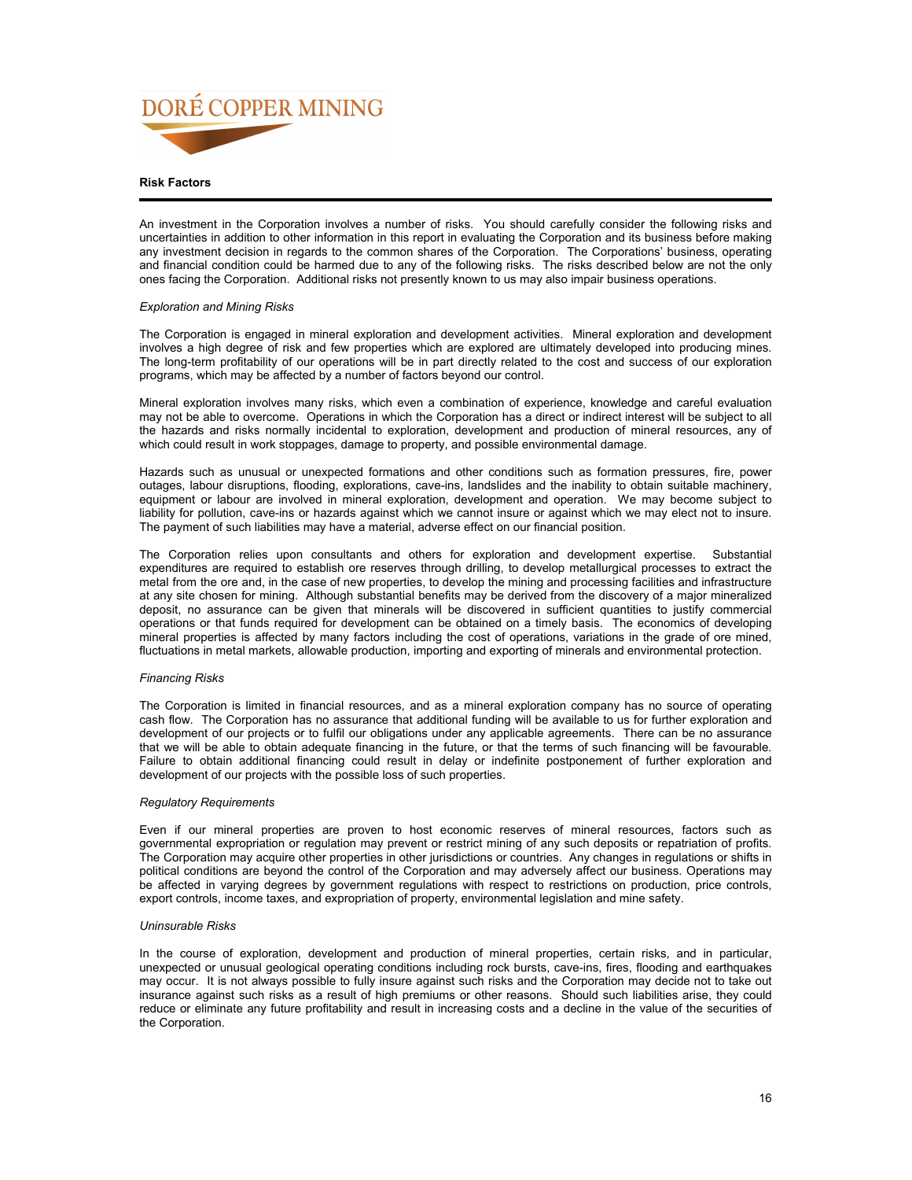## Risk Factors

An investment in the Corporation involves a number of risks. You should carefully consider the following risks and uncertainties in addition to other information in this report in evaluating the Corporation and its business before making any investment decision in regards to the common shares of the Corporation. The Corporations' business, operating and financial condition could be harmed due to any of the following risks. The risks described below are not the only ones facing the Corporation. Additional risks not presently known to us may also impair business operations.

*Exploration and Mining Risks*

The Corporation is engaged in mineral exploration and development activities. Mineral exploration and development involves a high degree of risk and few properties which are explored are ultimately developed into producing mines. The long-term profitability of our operations will be in part directly related to the cost and success of our exploration programs, which may be affected by a number of factors beyond our control.

Mineral exploration involves many risks, which even a combination of experience, knowledge and careful evaluation may not be able to overcome. Operations in which the Corporation has a direct or indirect interest will be subject to all the hazards and risks normally incidental to exploration, development and production of mineral resources, any of which could result in work stoppages, damage to property, and possible environmental damage.

Hazards such as unusual or unexpected formations and other conditions such as formation pressures, fire, power outages, labour disruptions, flooding, explorations, cave-ins, landslides and the inability to obtain suitable machinery, equipment or labour are involved in mineral exploration, development and operation. We may become subject to liability for pollution, cave-ins or hazards against which we cannot insure or against which we may elect not to insure. The payment of such liabilities may have a material, adverse effect on our financial position.

The Corporation relies upon consultants and others for exploration and development expertise. Substantial expenditures are required to establish ore reserves through drilling, to develop metallurgical processes to extract the metal from the ore and, in the case of new properties, to develop the mining and processing facilities and infrastructure at any site chosen for mining. Although substantial benefits may be derived from the discovery of a major mineralized deposit, no assurance can be given that minerals will be discovered in sufficient quantities to justify commercial operations or that funds required for development can be obtained on a timely basis. The economics of developing mineral properties is affected by many factors including the cost of operations, variations in the grade of ore mined, fluctuations in metal markets, allowable production, importing and exporting of minerals and environmental protection.

*Financing Risks*

The Corporation is limited in financial resources, and as a mineral exploration company has no source of operating cash flow. The Corporation has no assurance that additional funding will be available to us for further exploration and development of our projects or to fulfil our obligations under any applicable agreements. There can be no assurance that we will be able to obtain adequate financing in the future, or that the terms of such financing will be favourable. Failure to obtain additional financing could result in delay or indefinite postponement of further exploration and development of our projects with the possible loss of such properties.

*Regulatory Requirements*

Even if our mineral properties are proven to host economic reserves of mineral resources, factors such as governmental expropriation or regulation may prevent or restrict mining of any such deposits or repatriation of profits. The Corporation may acquire other properties in other jurisdictions or countries. Any changes in regulations or shifts in political conditions are beyond the control of the Corporation and may adversely affect our business. Operations may be affected in varying degrees by government regulations with respect to restrictions on production, price controls, export controls, income taxes, and expropriation of property, environmental legislation and mine safety.

*Uninsurable Risks*

In the course of exploration, development and production of mineral properties, certain risks, and in particular, unexpected or unusual geological operating conditions including rock bursts, cave-ins, fires, flooding and earthquakes may occur. It is not always possible to fully insure against such risks and the Corporation may decide not to take out insurance against such risks as a result of high premiums or other reasons. Should such liabilities arise, they could reduce or eliminate any future profitability and result in increasing costs and a decline in the value of the securities of the Corporation.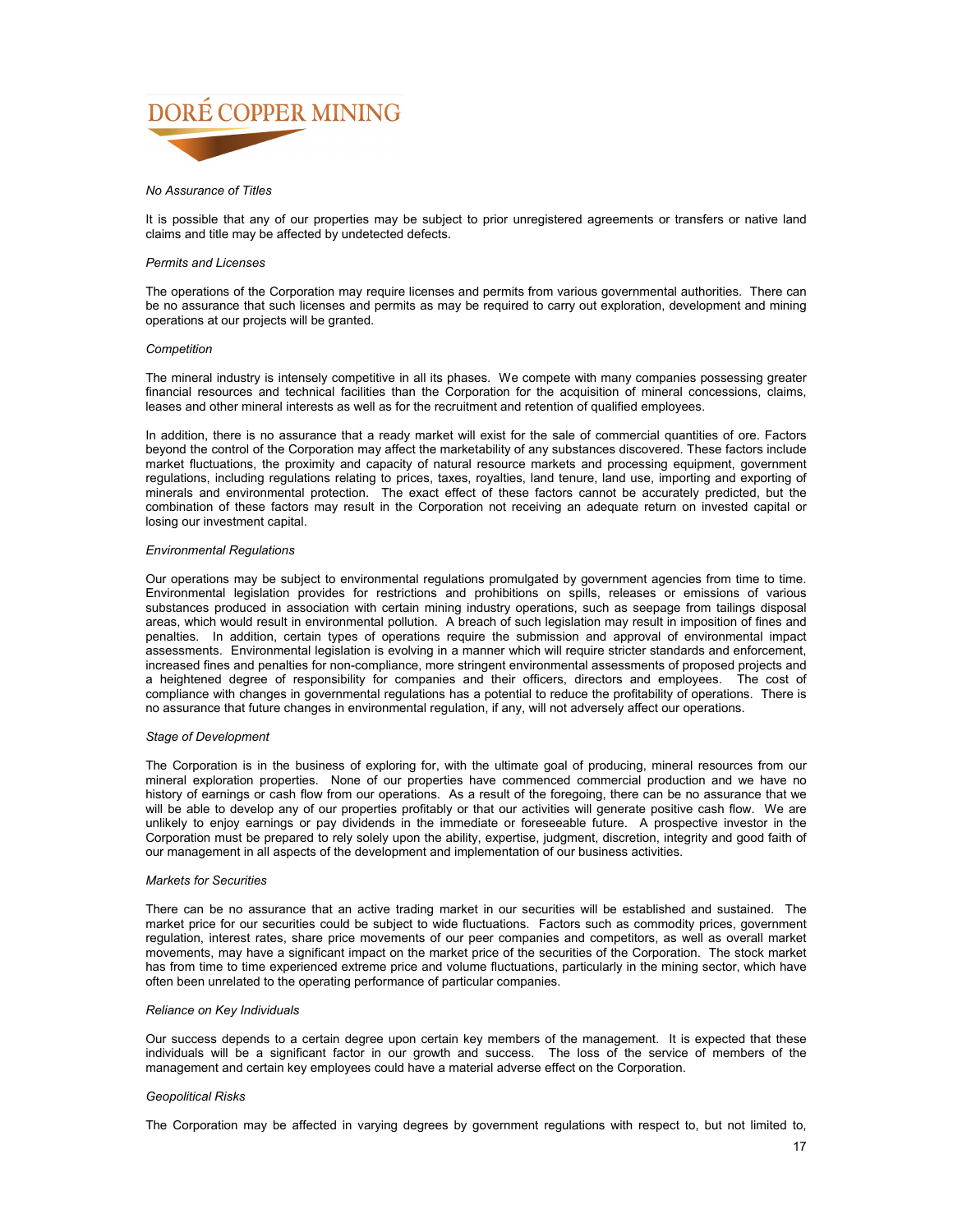*No Assurance of Titles*

It is possible that any of our properties may be subject to prior unregistered agreements or transfers or native land claims and title may be affected by undetected defects.

*Permits and Licenses*

The operations of the Corporation may require licenses and permits from various governmental authorities. There can be no assurance that such licenses and permits as may be required to carry out exploration, development and mining operations at our projects will be granted.

*Competition*

The mineral industry is intensely competitive in all its phases. We compete with many companies possessing greater financial resources and technical facilities than the Corporation for the acquisition of mineral concessions, claims, leases and other mineral interests as well as for the recruitment and retention of qualified employees.

In addition, there is no assurance that a ready market will exist for the sale of commercial quantities of ore. Factors beyond the control of the Corporation may affect the marketability of any substances discovered. These factors include market fluctuations, the proximity and capacity of natural resource markets and processing equipment, government regulations, including regulations relating to prices, taxes, royalties, land tenure, land use, importing and exporting of minerals and environmental protection. The exact effect of these factors cannot be accurately predicted, but the combination of these factors may result in the Corporation not receiving an adequate return on invested capital or losing our investment capital.

*Environmental Regulations*

Our operations may be subject to environmental regulations promulgated by government agencies from time to time. Environmental legislation provides for restrictions and prohibitions on spills, releases or emissions of various substances produced in association with certain mining industry operations, such as seepage from tailings disposal areas, which would result in environmental pollution. A breach of such legislation may result in imposition of fines and penalties. In addition, certain types of operations require the submission and approval of environmental impact assessments. Environmental legislation is evolving in a manner which will require stricter standards and enforcement, increased fines and penalties for non-compliance, more stringent environmental assessments of proposed projects and a heightened degree of responsibility for companies and their officers, directors and employees. The cost of compliance with changes in governmental regulations has a potential to reduce the profitability of operations. There is no assurance that future changes in environmental regulation, if any, will not adversely affect our operations.

*Stage of Development*

The Corporation is in the business of exploring for, with the ultimate goal of producing, mineral resources from our mineral exploration properties. None of our properties have commenced commercial production and we have no history of earnings or cash flow from our operations. As a result of the foregoing, there can be no assurance that we will be able to develop any of our properties profitably or that our activities will generate positive cash flow. We are unlikely to enjoy earnings or pay dividends in the immediate or foreseeable future. A prospective investor in the Corporation must be prepared to rely solely upon the ability, expertise, judgment, discretion, integrity and good faith of our management in all aspects of the development and implementation of our business activities.

*Markets for Securities*

There can be no assurance that an active trading market in our securities will be established and sustained. The market price for our securities could be subject to wide fluctuations. Factors such as commodity prices, government regulation, interest rates, share price movements of our peer companies and competitors, as well as overall market movements, may have a significant impact on the market price of the securities of the Corporation. The stock market has from time to time experienced extreme price and volume fluctuations, particularly in the mining sector, which have often been unrelated to the operating performance of particular companies.

*Reliance on Key Individuals*

Our success depends to a certain degree upon certain key members of the management. It is expected that these individuals will be a significant factor in our growth and success. The loss of the service of members of the management and certain key employees could have a material adverse effect on the Corporation.

*Geopolitical Risks*

The Corporation may be affected in varying degrees by government regulations with respect to, but not limited to,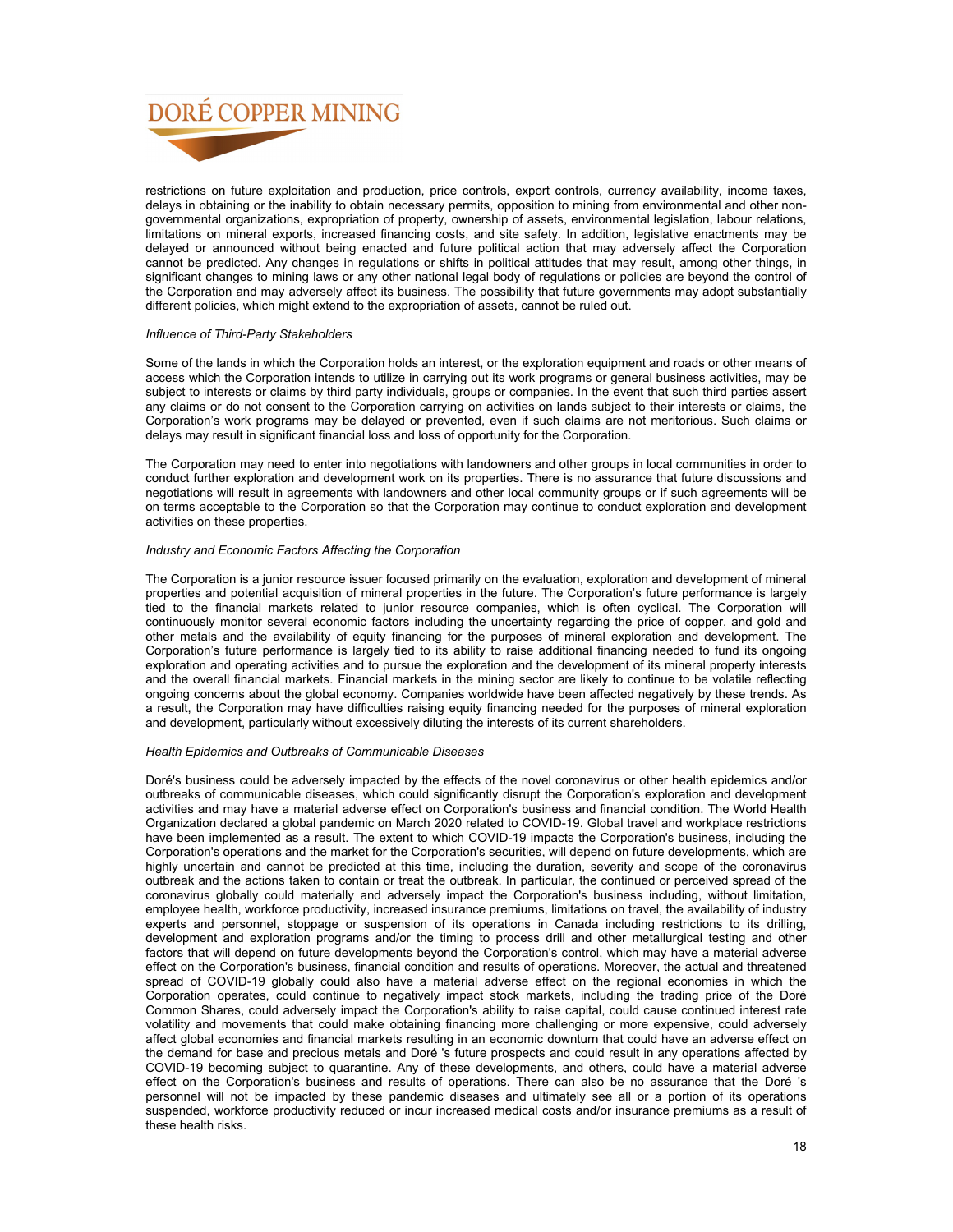restrictions on future exploitation and production, price controls, export controls, currency availability, income taxes, delays in obtaining or the inability to obtain necessary permits, opposition to mining from environmental and other non-governmental organizations, expropriation of property, ownership of assets, environmental legislation, labour relations, limitations on mineral exports, increased financing costs, and site safety. In addition, legislative enactments may be delayed or announced without being enacted and future political action that may adversely affect the Corporation cannot be predicted. Any changes in regulations or shifts in political attitudes that may result, among other things, in significant changes to mining laws or any other national legal body of regulations or policies are beyond the control of the Corporation and may adversely affect its business. The possibility that future governments may adopt substantially different policies, which might extend to the expropriation of assets, cannot be ruled out.

*Influence of Third-Party Stakeholders*

Some of the lands in which the Corporation holds an interest, or the exploration equipment and roads or other means of access which the Corporation intends to utilize in carrying out its work programs or general business activities, may be subject to interests or claims by third party individuals, groups or companies. In the event that such third parties assert any claims or do not consent to the Corporation carrying on activities on lands subject to their interests or claims, the Corporation's work programs may be delayed or prevented, even if such claims are not meritorious. Such claims or delays may result in significant financial loss and loss of opportunity for the Corporation.

The Corporation may need to enter into negotiations with landowners and other groups in local communities in order to conduct further exploration and development work on its properties. There is no assurance that future discussions and negotiations will result in agreements with landowners and other local community groups or if such agreements will be on terms acceptable to the Corporation so that the Corporation may continue to conduct exploration and development activities on these properties.

*Industry and Economic Factors Affecting the Corporation*

The Corporation is a junior resource issuer focused primarily on the evaluation, exploration and development of mineral properties and potential acquisition of mineral properties in the future. The Corporation's future performance is largely tied to the financial markets related to junior resource companies, which is often cyclical. The Corporation will continuously monitor several economic factors including the uncertainty regarding the price of copper, and gold and other metals and the availability of equity financing for the purposes of mineral exploration and development. The Corporation's future performance is largely tied to its ability to raise additional financing needed to fund its ongoing exploration and operating activities and to pursue the exploration and the development of its mineral property interests and the overall financial markets. Financial markets in the mining sector are likely to continue to be volatile reflecting ongoing concerns about the global economy. Companies worldwide have been affected negatively by these trends. As a result, the Corporation may have difficulties raising equity financing needed for the purposes of mineral exploration and development, particularly without excessively diluting the interests of its current shareholders.

*Health Epidemics and Outbreaks of Communicable Diseases*

Doré's business could be adversely impacted by the effects of the novel coronavirus or other health epidemics and/or outbreaks of communicable diseases, which could significantly disrupt the Corporation's exploration and development activities and may have a material adverse effect on Corporation's business and financial condition. The World Health Organization declared a global pandemic on March 2020 related to COVID-19. Global travel and workplace restrictions have been implemented as a result. The extent to which COVID-19 impacts the Corporation's business, including the Corporation's operations and the market for the Corporation's securities, will depend on future developments, which are highly uncertain and cannot be predicted at this time, including the duration, severity and scope of the coronavirus outbreak and the actions taken to contain or treat the outbreak. In particular, the continued or perceived spread of the coronavirus globally could materially and adversely impact the Corporation's business including, without limitation, employee health, workforce productivity, increased insurance premiums, limitations on travel, the availability of industry experts and personnel, stoppage or suspension of its operations in Canada including restrictions to its drilling, development and exploration programs and/or the timing to process drill and other metallurgical testing and other factors that will depend on future developments beyond the Corporation's control, which may have a material adverse effect on the Corporation's business, financial condition and results of operations. Moreover, the actual and threatened spread of COVID-19 globally could also have a material adverse effect on the regional economies in which the Corporation operates, could continue to negatively impact stock markets, including the trading price of the Doré Common Shares, could adversely impact the Corporation's ability to raise capital, could cause continued interest rate volatility and movements that could make obtaining financing more challenging or more expensive, could adversely affect global economies and financial markets resulting in an economic downturn that could have an adverse effect on the demand for base and precious metals and Doré 's future prospects and could result in any operations affected by COVID-19 becoming subject to quarantine. Any of these developments, and others, could have a material adverse effect on the Corporation's business and results of operations. There can also be no assurance that the Doré 's personnel will not be impacted by these pandemic diseases and ultimately see all or a portion of its operations suspended, workforce productivity reduced or incur increased medical costs and/or insurance premiums as a result of these health risks.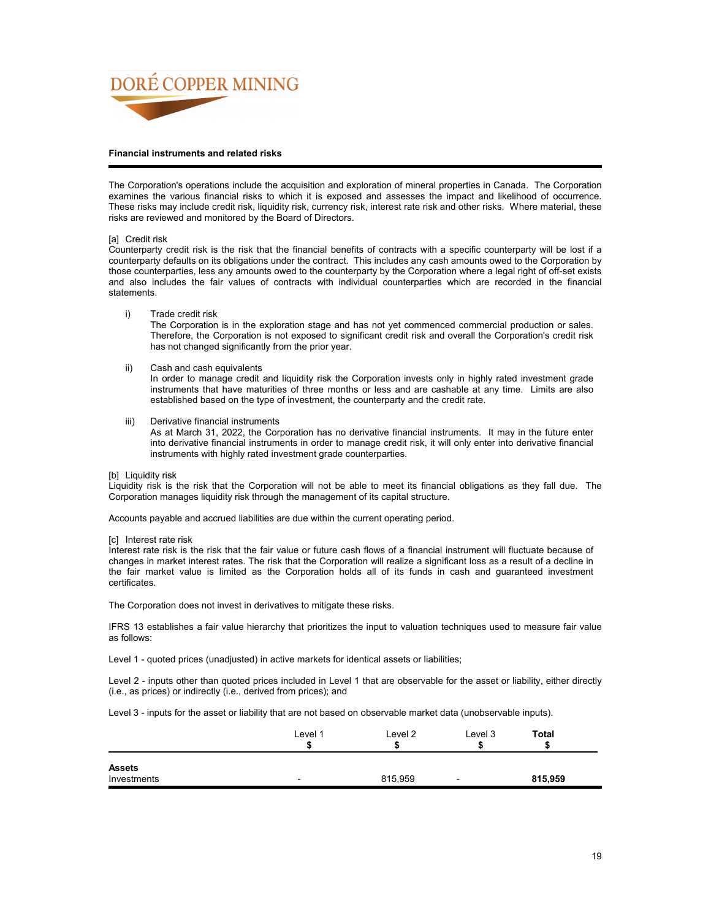**Financial instruments and related risks**

The Corporation's operations include the acquisition and exploration of mineral properties in Canada. The Corporation examines the various financial risks to which it is exposed and assesses the impact and likelihood of occurrence. These risks may include credit risk, liquidity risk, currency risk, interest rate risk and other risks. Where material, these risks are reviewed and monitored by the Board of Directors.

[a] Credit risk
Counterparty credit risk is the risk that the financial benefits of contracts with a specific counterparty will be lost if a counterparty defaults on its obligations under the contract. This includes any cash amounts owed to the Corporation by those counterparties, less any amounts owed to the counterparty by the Corporation where a legal right of off-set exists and also includes the fair values of contracts with individual counterparties which are recorded in the financial statements.

i) Trade credit risk
The Corporation is in the exploration stage and has not yet commenced commercial production or sales. Therefore, the Corporation is not exposed to significant credit risk and overall the Corporation's credit risk has not changed significantly from the prior year.

ii) Cash and cash equivalents
In order to manage credit and liquidity risk the Corporation invests only in highly rated investment grade instruments that have maturities of three months or less and are cashable at any time. Limits are also established based on the type of investment, the counterparty and the credit rate.

iii) Derivative financial instruments
As at March 31, 2022, the Corporation has no derivative financial instruments. It may in the future enter into derivative financial instruments in order to manage credit risk, it will only enter into derivative financial instruments with highly rated investment grade counterparties.

[b] Liquidity risk
Liquidity risk is the risk that the Corporation will not be able to meet its financial obligations as they fall due. The Corporation manages liquidity risk through the management of its capital structure.

Accounts payable and accrued liabilities are due within the current operating period.

[c] Interest rate risk
Interest rate risk is the risk that the fair value or future cash flows of a financial instrument will fluctuate because of changes in market interest rates. The risk that the Corporation will realize a significant loss as a result of a decline in the fair market value is limited as the Corporation holds all of its funds in cash and guaranteed investment certificates.

The Corporation does not invest in derivatives to mitigate these risks.

IFRS 13 establishes a fair value hierarchy that prioritizes the input to valuation techniques used to measure fair value as follows:

Level 1 - quoted prices (unadjusted) in active markets for identical assets or liabilities;

Level 2 - inputs other than quoted prices included in Level 1 that are observable for the asset or liability, either directly (i.e., as prices) or indirectly (i.e., derived from prices); and

Level 3 - inputs for the asset or liability that are not based on observable market data (unobservable inputs).

| | Level 1<br>$ | Level 2<br>$ | Level 3<br>$ | **Total**<br>**$** |
|---|---|---|---|---|
| **Assets** | | | | |
| Investments | - | 815,959 | - | **815,959** |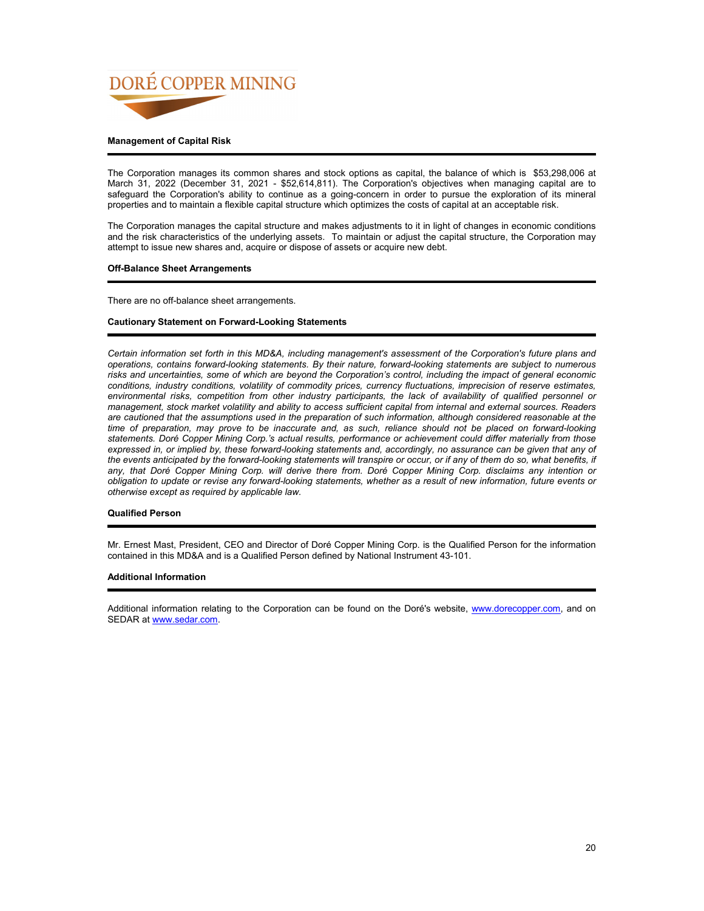## Management of Capital Risk

The Corporation manages its common shares and stock options as capital, the balance of which is $53,298,006 at March 31, 2022 (December 31, 2021 - $52,614,811). The Corporation's objectives when managing capital are to safeguard the Corporation's ability to continue as a going-concern in order to pursue the exploration of its mineral properties and to maintain a flexible capital structure which optimizes the costs of capital at an acceptable risk.

The Corporation manages the capital structure and makes adjustments to it in light of changes in economic conditions and the risk characteristics of the underlying assets. To maintain or adjust the capital structure, the Corporation may attempt to issue new shares and, acquire or dispose of assets or acquire new debt.

## Off-Balance Sheet Arrangements

There are no off-balance sheet arrangements.

## Cautionary Statement on Forward-Looking Statements

*Certain information set forth in this MD&A, including management's assessment of the Corporation's future plans and operations, contains forward-looking statements. By their nature, forward-looking statements are subject to numerous risks and uncertainties, some of which are beyond the Corporation's control, including the impact of general economic conditions, industry conditions, volatility of commodity prices, currency fluctuations, imprecision of reserve estimates, environmental risks, competition from other industry participants, the lack of availability of qualified personnel or management, stock market volatility and ability to access sufficient capital from internal and external sources. Readers are cautioned that the assumptions used in the preparation of such information, although considered reasonable at the time of preparation, may prove to be inaccurate and, as such, reliance should not be placed on forward-looking statements. Doré Copper Mining Corp.'s actual results, performance or achievement could differ materially from those expressed in, or implied by, these forward-looking statements and, accordingly, no assurance can be given that any of the events anticipated by the forward-looking statements will transpire or occur, or if any of them do so, what benefits, if any, that Doré Copper Mining Corp. will derive there from. Doré Copper Mining Corp. disclaims any intention or obligation to update or revise any forward-looking statements, whether as a result of new information, future events or otherwise except as required by applicable law.*

## Qualified Person

Mr. Ernest Mast, President, CEO and Director of Doré Copper Mining Corp. is the Qualified Person for the information contained in this MD&A and is a Qualified Person defined by National Instrument 43-101.

## Additional Information

Additional information relating to the Corporation can be found on the Doré's website, www.dorecopper.com, and on SEDAR at www.sedar.com.